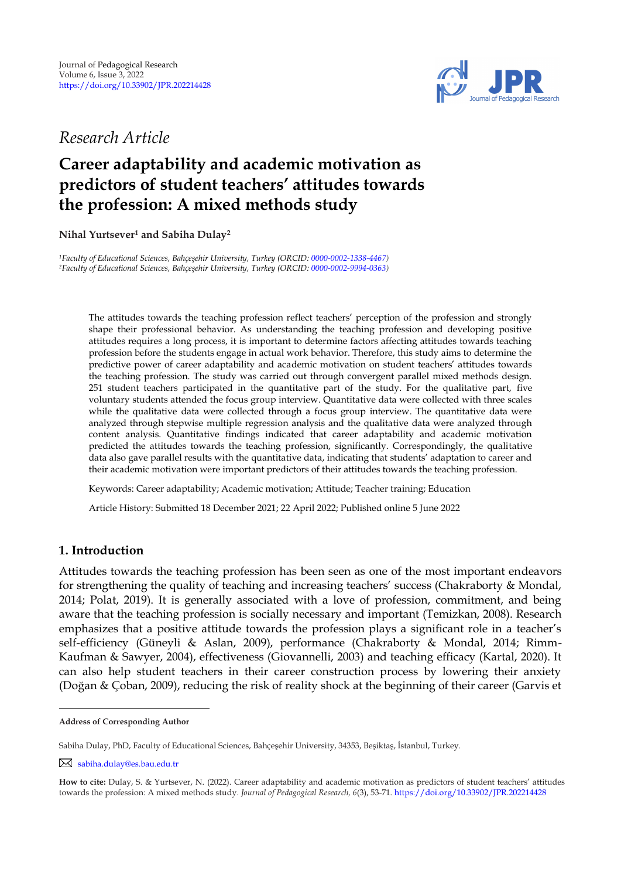*Research Article*

# Career adaptability and academic motivation as predictors of student teachers' attitudes towards the profession: A mixed methods study

**Nihal Yurtsever[1] and Sabiha Dulay[2]**

[1]*Faculty of Educational Sciences, Bahçeşehir University, Turkey (ORCID: 0000-0002-1338-4467)*
[2]*Faculty of Educational Sciences, Bahçeşehir University, Turkey (ORCID: 0000-0002-9994-0363)*

The attitudes towards the teaching profession reflect teachers' perception of the profession and strongly shape their professional behavior. As understanding the teaching profession and developing positive attitudes requires a long process, it is important to determine factors affecting attitudes towards teaching profession before the students engage in actual work behavior. Therefore, this study aims to determine the predictive power of career adaptability and academic motivation on student teachers' attitudes towards the teaching profession. The study was carried out through convergent parallel mixed methods design. 251 student teachers participated in the quantitative part of the study. For the qualitative part, five voluntary students attended the focus group interview. Quantitative data were collected with three scales while the qualitative data were collected through a focus group interview. The quantitative data were analyzed through stepwise multiple regression analysis and the qualitative data were analyzed through content analysis. Quantitative findings indicated that career adaptability and academic motivation predicted the attitudes towards the teaching profession, significantly. Correspondingly, the qualitative data also gave parallel results with the quantitative data, indicating that students' adaptation to career and their academic motivation were important predictors of their attitudes towards the teaching profession.

Keywords: Career adaptability; Academic motivation; Attitude; Teacher training; Education

Article History: Submitted 18 December 2021; 22 April 2022; Published online 5 June 2022

## 1. Introduction

Attitudes towards the teaching profession has been seen as one of the most important endeavors for strengthening the quality of teaching and increasing teachers' success (Chakraborty & Mondal, 2014; Polat, 2019). It is generally associated with a love of profession, commitment, and being aware that the teaching profession is socially necessary and important (Temizkan, 2008). Research emphasizes that a positive attitude towards the profession plays a significant role in a teacher's self-efficiency (Güneyli & Aslan, 2009), performance (Chakraborty & Mondal, 2014; Rimm-Kaufman & Sawyer, 2004), effectiveness (Giovannelli, 2003) and teaching efficacy (Kartal, 2020). It can also help student teachers in their career construction process by lowering their anxiety (Doğan & Çoban, 2009), reducing the risk of reality shock at the beginning of their career (Garvis et

---

**Address of Corresponding Author**

Sabiha Dulay, PhD, Faculty of Educational Sciences, Bahçeşehir University, 34353, Beşiktaş, İstanbul, Turkey.

sabiha.dulay@es.bau.edu.tr

**How to cite:** Dulay, S. & Yurtsever, N. (2022). Career adaptability and academic motivation as predictors of student teachers' attitudes towards the profession: A mixed methods study. *Journal of Pedagogical Research, 6*(3), 53-71. https://doi.org/10.33902/JPR.202214428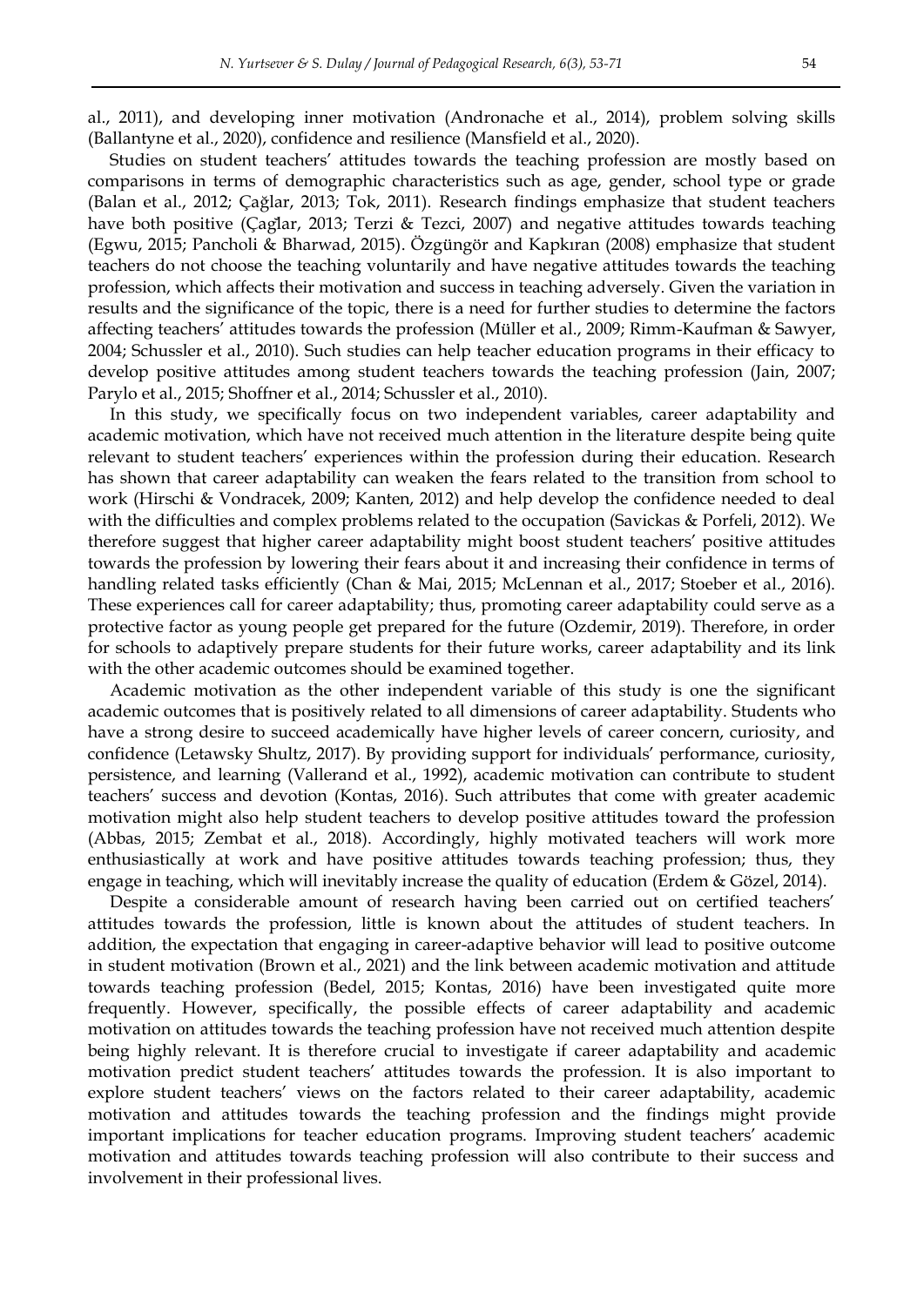al., 2011), and developing inner motivation (Andronache et al., 2014), problem solving skills (Ballantyne et al., 2020), confidence and resilience (Mansfield et al., 2020).

Studies on student teachers' attitudes towards the teaching profession are mostly based on comparisons in terms of demographic characteristics such as age, gender, school type or grade (Balan et al., 2012; Çağlar, 2013; Tok, 2011). Research findings emphasize that student teachers have both positive (Çaglar, 2013; Terzi & Tezci, 2007) and negative attitudes towards teaching (Egwu, 2015; Pancholi & Bharwad, 2015). Özgüngör and Kapkıran (2008) emphasize that student teachers do not choose the teaching voluntarily and have negative attitudes towards the teaching profession, which affects their motivation and success in teaching adversely. Given the variation in results and the significance of the topic, there is a need for further studies to determine the factors affecting teachers' attitudes towards the profession (Müller et al., 2009; Rimm-Kaufman & Sawyer, 2004; Schussler et al., 2010). Such studies can help teacher education programs in their efficacy to develop positive attitudes among student teachers towards the teaching profession (Jain, 2007; Parylo et al., 2015; Shoffner et al., 2014; Schussler et al., 2010).

In this study, we specifically focus on two independent variables, career adaptability and academic motivation, which have not received much attention in the literature despite being quite relevant to student teachers' experiences within the profession during their education. Research has shown that career adaptability can weaken the fears related to the transition from school to work (Hirschi & Vondracek, 2009; Kanten, 2012) and help develop the confidence needed to deal with the difficulties and complex problems related to the occupation (Savickas & Porfeli, 2012). We therefore suggest that higher career adaptability might boost student teachers' positive attitudes towards the profession by lowering their fears about it and increasing their confidence in terms of handling related tasks efficiently (Chan & Mai, 2015; McLennan et al., 2017; Stoeber et al., 2016). These experiences call for career adaptability; thus, promoting career adaptability could serve as a protective factor as young people get prepared for the future (Ozdemir, 2019). Therefore, in order for schools to adaptively prepare students for their future works, career adaptability and its link with the other academic outcomes should be examined together.

Academic motivation as the other independent variable of this study is one the significant academic outcomes that is positively related to all dimensions of career adaptability. Students who have a strong desire to succeed academically have higher levels of career concern, curiosity, and confidence (Letawsky Shultz, 2017). By providing support for individuals' performance, curiosity, persistence, and learning (Vallerand et al., 1992), academic motivation can contribute to student teachers' success and devotion (Kontas, 2016). Such attributes that come with greater academic motivation might also help student teachers to develop positive attitudes toward the profession (Abbas, 2015; Zembat et al., 2018). Accordingly, highly motivated teachers will work more enthusiastically at work and have positive attitudes towards teaching profession; thus, they engage in teaching, which will inevitably increase the quality of education (Erdem & Gözel, 2014).

Despite a considerable amount of research having been carried out on certified teachers' attitudes towards the profession, little is known about the attitudes of student teachers. In addition, the expectation that engaging in career-adaptive behavior will lead to positive outcome in student motivation (Brown et al., 2021) and the link between academic motivation and attitude towards teaching profession (Bedel, 2015; Kontas, 2016) have been investigated quite more frequently. However, specifically, the possible effects of career adaptability and academic motivation on attitudes towards the teaching profession have not received much attention despite being highly relevant. It is therefore crucial to investigate if career adaptability and academic motivation predict student teachers' attitudes towards the profession. It is also important to explore student teachers' views on the factors related to their career adaptability, academic motivation and attitudes towards the teaching profession and the findings might provide important implications for teacher education programs. Improving student teachers' academic motivation and attitudes towards teaching profession will also contribute to their success and involvement in their professional lives.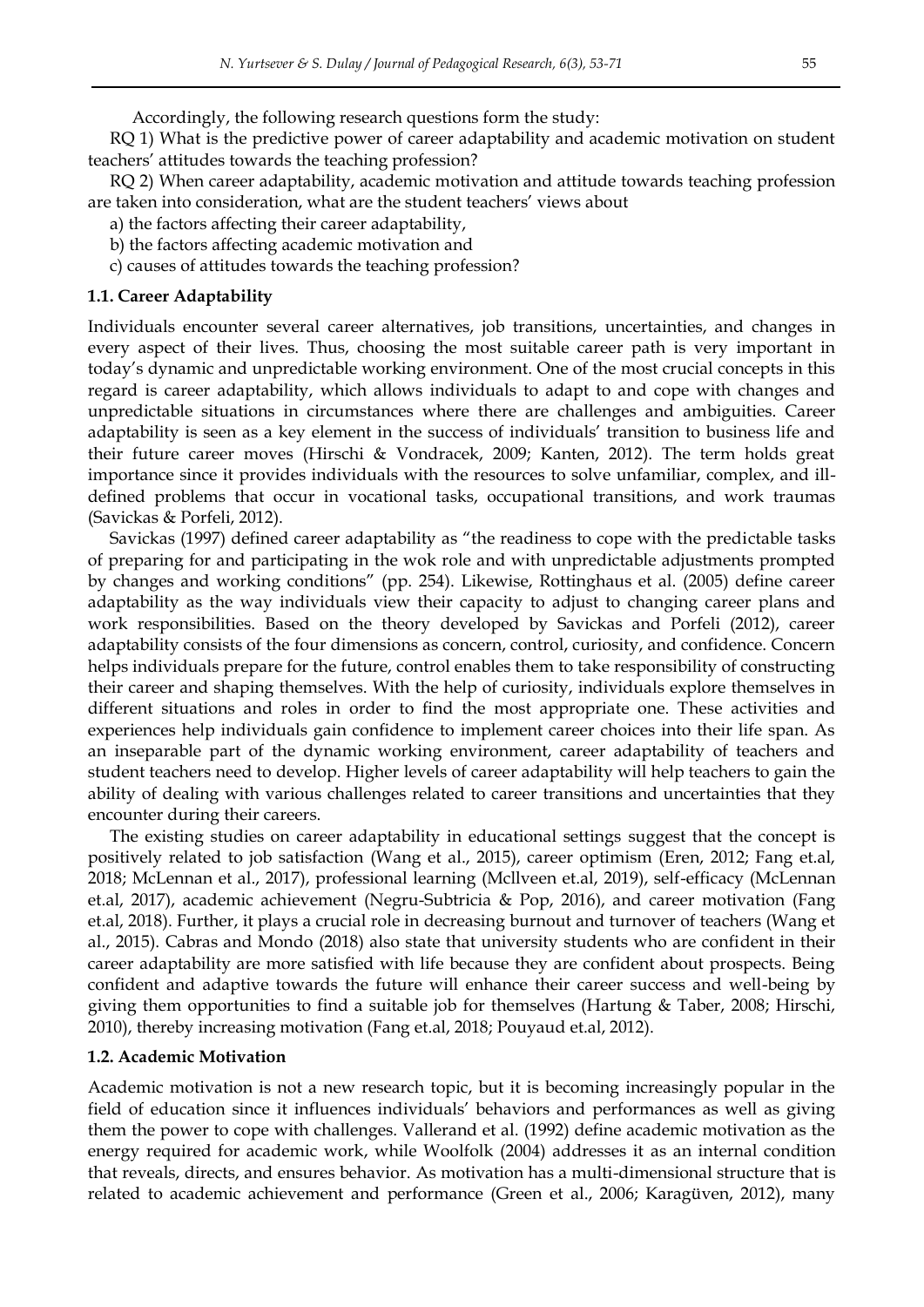Accordingly, the following research questions form the study:

RQ 1) What is the predictive power of career adaptability and academic motivation on student teachers' attitudes towards the teaching profession?

RQ 2) When career adaptability, academic motivation and attitude towards teaching profession are taken into consideration, what are the student teachers' views about

a) the factors affecting their career adaptability,

b) the factors affecting academic motivation and

c) causes of attitudes towards the teaching profession?

### 1.1. Career Adaptability

Individuals encounter several career alternatives, job transitions, uncertainties, and changes in every aspect of their lives. Thus, choosing the most suitable career path is very important in today's dynamic and unpredictable working environment. One of the most crucial concepts in this regard is career adaptability, which allows individuals to adapt to and cope with changes and unpredictable situations in circumstances where there are challenges and ambiguities. Career adaptability is seen as a key element in the success of individuals' transition to business life and their future career moves (Hirschi & Vondracek, 2009; Kanten, 2012). The term holds great importance since it provides individuals with the resources to solve unfamiliar, complex, and ill-defined problems that occur in vocational tasks, occupational transitions, and work traumas (Savickas & Porfeli, 2012).

Savickas (1997) defined career adaptability as "the readiness to cope with the predictable tasks of preparing for and participating in the wok role and with unpredictable adjustments prompted by changes and working conditions" (pp. 254). Likewise, Rottinghaus et al. (2005) define career adaptability as the way individuals view their capacity to adjust to changing career plans and work responsibilities. Based on the theory developed by Savickas and Porfeli (2012), career adaptability consists of the four dimensions as concern, control, curiosity, and confidence. Concern helps individuals prepare for the future, control enables them to take responsibility of constructing their career and shaping themselves. With the help of curiosity, individuals explore themselves in different situations and roles in order to find the most appropriate one. These activities and experiences help individuals gain confidence to implement career choices into their life span. As an inseparable part of the dynamic working environment, career adaptability of teachers and student teachers need to develop. Higher levels of career adaptability will help teachers to gain the ability of dealing with various challenges related to career transitions and uncertainties that they encounter during their careers.

The existing studies on career adaptability in educational settings suggest that the concept is positively related to job satisfaction (Wang et al., 2015), career optimism (Eren, 2012; Fang et.al, 2018; McLennan et al., 2017), professional learning (Mcllveen et.al, 2019), self-efficacy (McLennan et.al, 2017), academic achievement (Negru-Subtricia & Pop, 2016), and career motivation (Fang et.al, 2018). Further, it plays a crucial role in decreasing burnout and turnover of teachers (Wang et al., 2015). Cabras and Mondo (2018) also state that university students who are confident in their career adaptability are more satisfied with life because they are confident about prospects. Being confident and adaptive towards the future will enhance their career success and well-being by giving them opportunities to find a suitable job for themselves (Hartung & Taber, 2008; Hirschi, 2010), thereby increasing motivation (Fang et.al, 2018; Pouyaud et.al, 2012).

### 1.2. Academic Motivation

Academic motivation is not a new research topic, but it is becoming increasingly popular in the field of education since it influences individuals' behaviors and performances as well as giving them the power to cope with challenges. Vallerand et al. (1992) define academic motivation as the energy required for academic work, while Woolfolk (2004) addresses it as an internal condition that reveals, directs, and ensures behavior. As motivation has a multi-dimensional structure that is related to academic achievement and performance (Green et al., 2006; Karagüven, 2012), many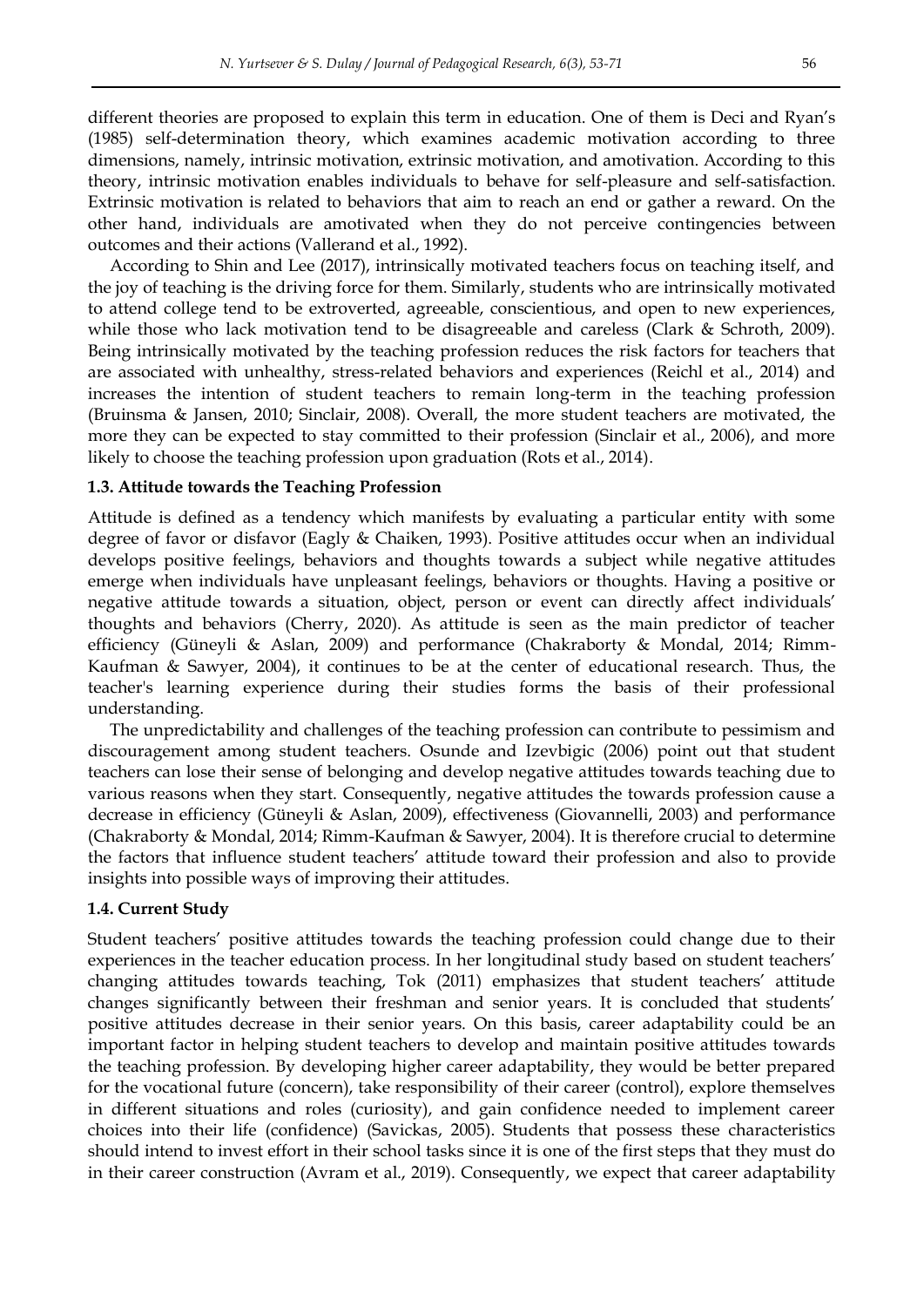different theories are proposed to explain this term in education. One of them is Deci and Ryan's (1985) self-determination theory, which examines academic motivation according to three dimensions, namely, intrinsic motivation, extrinsic motivation, and amotivation. According to this theory, intrinsic motivation enables individuals to behave for self-pleasure and self-satisfaction. Extrinsic motivation is related to behaviors that aim to reach an end or gather a reward. On the other hand, individuals are amotivated when they do not perceive contingencies between outcomes and their actions (Vallerand et al., 1992).

According to Shin and Lee (2017), intrinsically motivated teachers focus on teaching itself, and the joy of teaching is the driving force for them. Similarly, students who are intrinsically motivated to attend college tend to be extroverted, agreeable, conscientious, and open to new experiences, while those who lack motivation tend to be disagreeable and careless (Clark & Schroth, 2009). Being intrinsically motivated by the teaching profession reduces the risk factors for teachers that are associated with unhealthy, stress-related behaviors and experiences (Reichl et al., 2014) and increases the intention of student teachers to remain long-term in the teaching profession (Bruinsma & Jansen, 2010; Sinclair, 2008). Overall, the more student teachers are motivated, the more they can be expected to stay committed to their profession (Sinclair et al., 2006), and more likely to choose the teaching profession upon graduation (Rots et al., 2014).

### 1.3. Attitude towards the Teaching Profession

Attitude is defined as a tendency which manifests by evaluating a particular entity with some degree of favor or disfavor (Eagly & Chaiken, 1993). Positive attitudes occur when an individual develops positive feelings, behaviors and thoughts towards a subject while negative attitudes emerge when individuals have unpleasant feelings, behaviors or thoughts. Having a positive or negative attitude towards a situation, object, person or event can directly affect individuals' thoughts and behaviors (Cherry, 2020). As attitude is seen as the main predictor of teacher efficiency (Güneyli & Aslan, 2009) and performance (Chakraborty & Mondal, 2014; Rimm-Kaufman & Sawyer, 2004), it continues to be at the center of educational research. Thus, the teacher's learning experience during their studies forms the basis of their professional understanding.

The unpredictability and challenges of the teaching profession can contribute to pessimism and discouragement among student teachers. Osunde and Izevbigic (2006) point out that student teachers can lose their sense of belonging and develop negative attitudes towards teaching due to various reasons when they start. Consequently, negative attitudes the towards profession cause a decrease in efficiency (Güneyli & Aslan, 2009), effectiveness (Giovannelli, 2003) and performance (Chakraborty & Mondal, 2014; Rimm-Kaufman & Sawyer, 2004). It is therefore crucial to determine the factors that influence student teachers' attitude toward their profession and also to provide insights into possible ways of improving their attitudes.

### 1.4. Current Study

Student teachers' positive attitudes towards the teaching profession could change due to their experiences in the teacher education process. In her longitudinal study based on student teachers' changing attitudes towards teaching, Tok (2011) emphasizes that student teachers' attitude changes significantly between their freshman and senior years. It is concluded that students' positive attitudes decrease in their senior years. On this basis, career adaptability could be an important factor in helping student teachers to develop and maintain positive attitudes towards the teaching profession. By developing higher career adaptability, they would be better prepared for the vocational future (concern), take responsibility of their career (control), explore themselves in different situations and roles (curiosity), and gain confidence needed to implement career choices into their life (confidence) (Savickas, 2005). Students that possess these characteristics should intend to invest effort in their school tasks since it is one of the first steps that they must do in their career construction (Avram et al., 2019). Consequently, we expect that career adaptability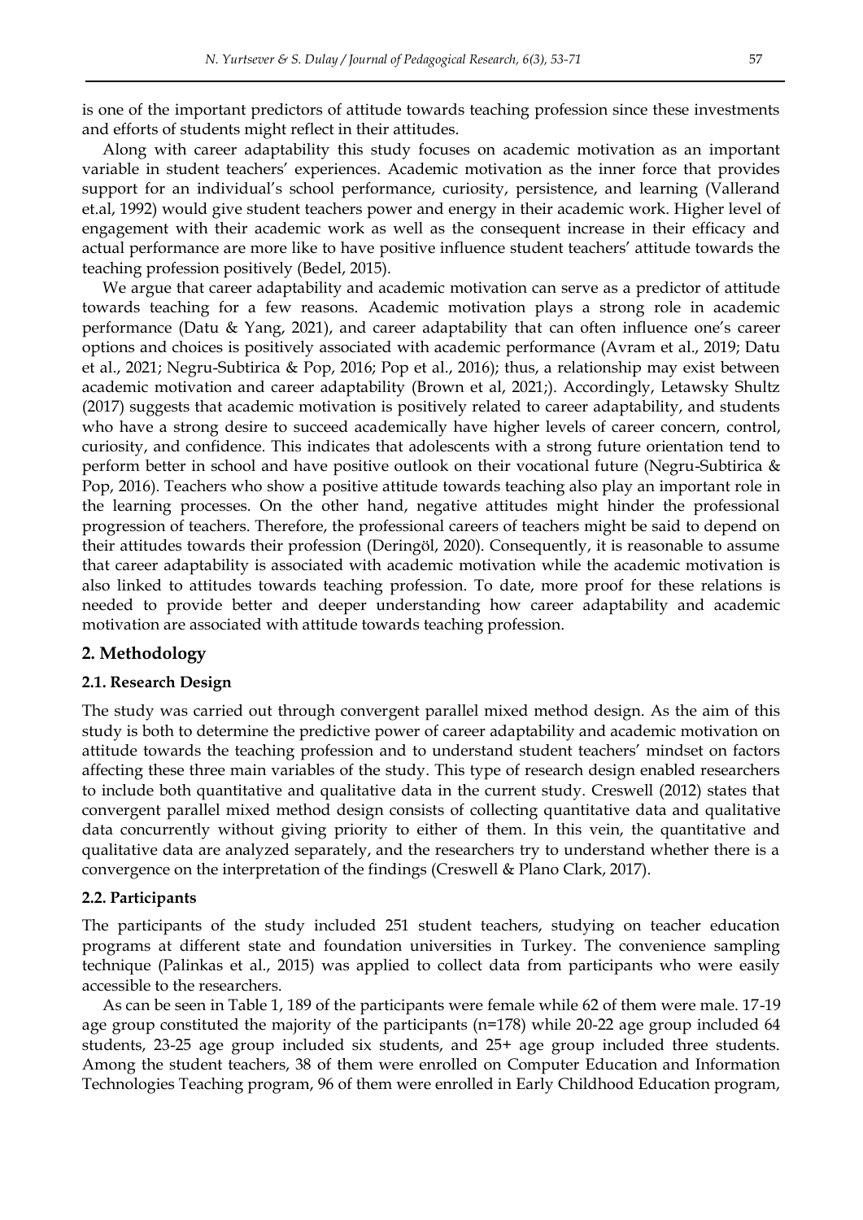is one of the important predictors of attitude towards teaching profession since these investments and efforts of students might reflect in their attitudes.

Along with career adaptability this study focuses on academic motivation as an important variable in student teachers' experiences. Academic motivation as the inner force that provides support for an individual's school performance, curiosity, persistence, and learning (Vallerand et.al, 1992) would give student teachers power and energy in their academic work. Higher level of engagement with their academic work as well as the consequent increase in their efficacy and actual performance are more like to have positive influence student teachers' attitude towards the teaching profession positively (Bedel, 2015).

We argue that career adaptability and academic motivation can serve as a predictor of attitude towards teaching for a few reasons. Academic motivation plays a strong role in academic performance (Datu & Yang, 2021), and career adaptability that can often influence one's career options and choices is positively associated with academic performance (Avram et al., 2019; Datu et al., 2021; Negru-Subtirica & Pop, 2016; Pop et al., 2016); thus, a relationship may exist between academic motivation and career adaptability (Brown et al, 2021;). Accordingly, Letawsky Shultz (2017) suggests that academic motivation is positively related to career adaptability, and students who have a strong desire to succeed academically have higher levels of career concern, control, curiosity, and confidence. This indicates that adolescents with a strong future orientation tend to perform better in school and have positive outlook on their vocational future (Negru-Subtirica & Pop, 2016). Teachers who show a positive attitude towards teaching also play an important role in the learning processes. On the other hand, negative attitudes might hinder the professional progression of teachers. Therefore, the professional careers of teachers might be said to depend on their attitudes towards their profession (Deringöl, 2020). Consequently, it is reasonable to assume that career adaptability is associated with academic motivation while the academic motivation is also linked to attitudes towards teaching profession. To date, more proof for these relations is needed to provide better and deeper understanding how career adaptability and academic motivation are associated with attitude towards teaching profession.

## 2. Methodology

### 2.1. Research Design

The study was carried out through convergent parallel mixed method design. As the aim of this study is both to determine the predictive power of career adaptability and academic motivation on attitude towards the teaching profession and to understand student teachers' mindset on factors affecting these three main variables of the study. This type of research design enabled researchers to include both quantitative and qualitative data in the current study. Creswell (2012) states that convergent parallel mixed method design consists of collecting quantitative data and qualitative data concurrently without giving priority to either of them. In this vein, the quantitative and qualitative data are analyzed separately, and the researchers try to understand whether there is a convergence on the interpretation of the findings (Creswell & Plano Clark, 2017).

### 2.2. Participants

The participants of the study included 251 student teachers, studying on teacher education programs at different state and foundation universities in Turkey. The convenience sampling technique (Palinkas et al., 2015) was applied to collect data from participants who were easily accessible to the researchers.

As can be seen in Table 1, 189 of the participants were female while 62 of them were male. 17-19 age group constituted the majority of the participants (n=178) while 20-22 age group included 64 students, 23-25 age group included six students, and 25+ age group included three students. Among the student teachers, 38 of them were enrolled on Computer Education and Information Technologies Teaching program, 96 of them were enrolled in Early Childhood Education program,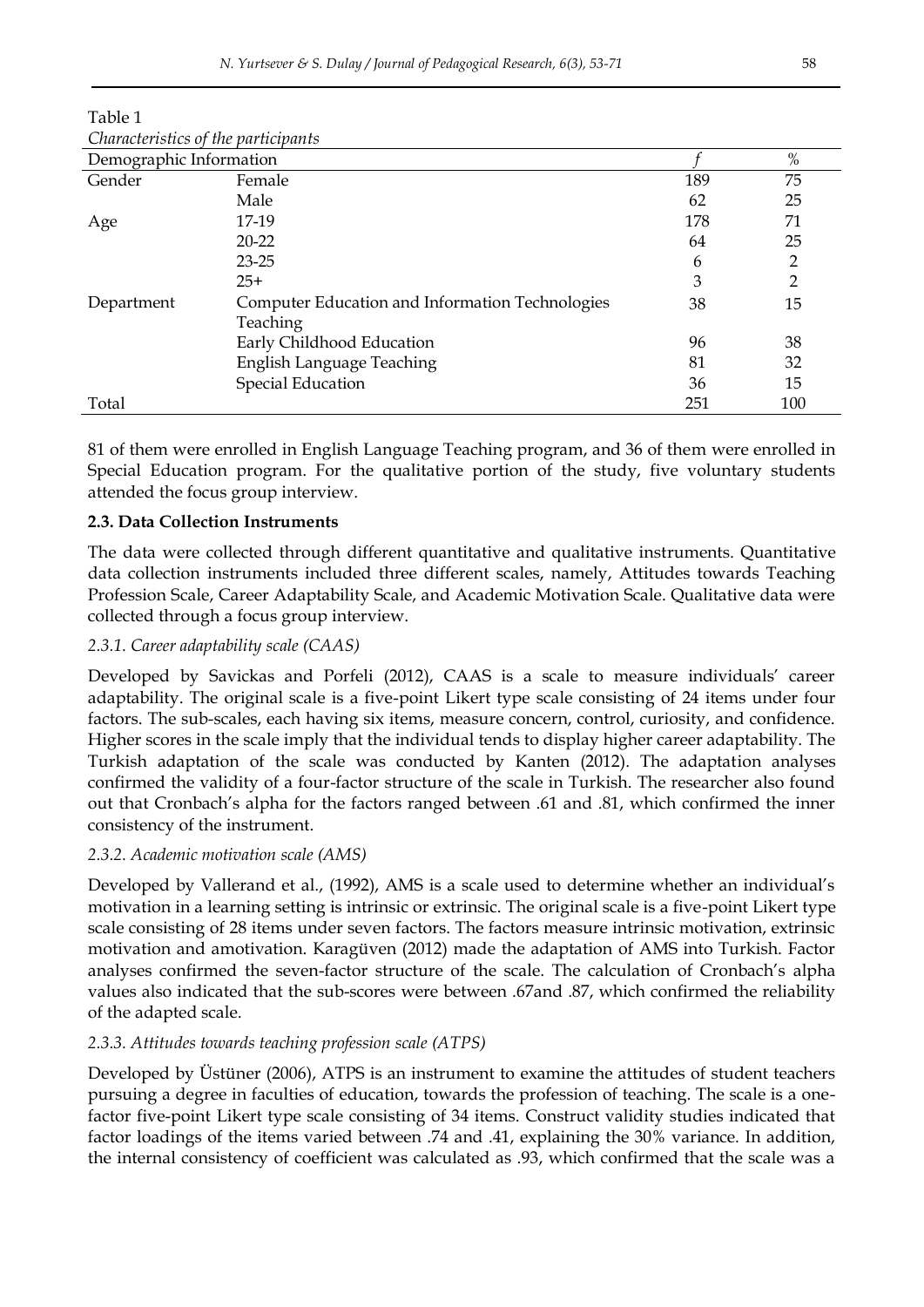Table 1

*Characteristics of the participants*

| Demographic Information | | *f* | % |
|---|---|---|---|
| Gender | Female | 189 | 75 |
| | Male | 62 | 25 |
| Age | 17-19 | 178 | 71 |
| | 20-22 | 64 | 25 |
| | 23-25 | 6 | 2 |
| | 25+ | 3 | 2 |
| Department | Computer Education and Information Technologies Teaching | 38 | 15 |
| | Early Childhood Education | 96 | 38 |
| | English Language Teaching | 81 | 32 |
| | Special Education | 36 | 15 |
| Total | | 251 | 100 |

81 of them were enrolled in English Language Teaching program, and 36 of them were enrolled in Special Education program. For the qualitative portion of the study, five voluntary students attended the focus group interview.

### 2.3. Data Collection Instruments

The data were collected through different quantitative and qualitative instruments. Quantitative data collection instruments included three different scales, namely, Attitudes towards Teaching Profession Scale, Career Adaptability Scale, and Academic Motivation Scale. Qualitative data were collected through a focus group interview.

#### *2.3.1. Career adaptability scale (CAAS)*

Developed by Savickas and Porfeli (2012), CAAS is a scale to measure individuals' career adaptability. The original scale is a five-point Likert type scale consisting of 24 items under four factors. The sub-scales, each having six items, measure concern, control, curiosity, and confidence. Higher scores in the scale imply that the individual tends to display higher career adaptability. The Turkish adaptation of the scale was conducted by Kanten (2012). The adaptation analyses confirmed the validity of a four-factor structure of the scale in Turkish. The researcher also found out that Cronbach's alpha for the factors ranged between .61 and .81, which confirmed the inner consistency of the instrument.

#### *2.3.2. Academic motivation scale (AMS)*

Developed by Vallerand et al., (1992), AMS is a scale used to determine whether an individual's motivation in a learning setting is intrinsic or extrinsic. The original scale is a five-point Likert type scale consisting of 28 items under seven factors. The factors measure intrinsic motivation, extrinsic motivation and amotivation. Karagüven (2012) made the adaptation of AMS into Turkish. Factor analyses confirmed the seven-factor structure of the scale. The calculation of Cronbach's alpha values also indicated that the sub-scores were between .67and .87, which confirmed the reliability of the adapted scale.

#### *2.3.3. Attitudes towards teaching profession scale (ATPS)*

Developed by Üstüner (2006), ATPS is an instrument to examine the attitudes of student teachers pursuing a degree in faculties of education, towards the profession of teaching. The scale is a one-factor five-point Likert type scale consisting of 34 items. Construct validity studies indicated that factor loadings of the items varied between .74 and .41, explaining the 30% variance. In addition, the internal consistency of coefficient was calculated as .93, which confirmed that the scale was a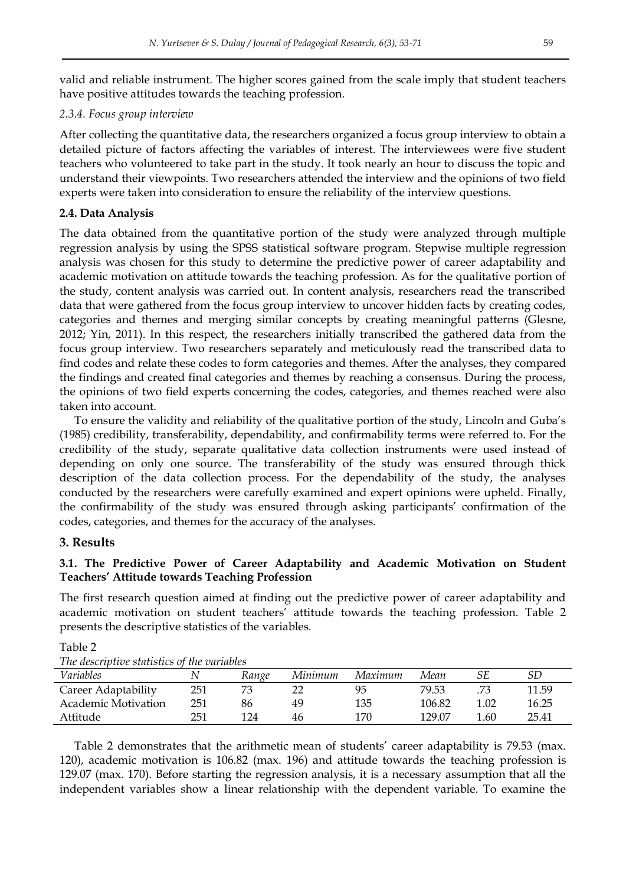valid and reliable instrument. The higher scores gained from the scale imply that student teachers have positive attitudes towards the teaching profession.

*2.3.4. Focus group interview*

After collecting the quantitative data, the researchers organized a focus group interview to obtain a detailed picture of factors affecting the variables of interest. The interviewees were five student teachers who volunteered to take part in the study. It took nearly an hour to discuss the topic and understand their viewpoints. Two researchers attended the interview and the opinions of two field experts were taken into consideration to ensure the reliability of the interview questions.

### 2.4. Data Analysis

The data obtained from the quantitative portion of the study were analyzed through multiple regression analysis by using the SPSS statistical software program. Stepwise multiple regression analysis was chosen for this study to determine the predictive power of career adaptability and academic motivation on attitude towards the teaching profession. As for the qualitative portion of the study, content analysis was carried out. In content analysis, researchers read the transcribed data that were gathered from the focus group interview to uncover hidden facts by creating codes, categories and themes and merging similar concepts by creating meaningful patterns (Glesne, 2012; Yin, 2011). In this respect, the researchers initially transcribed the gathered data from the focus group interview. Two researchers separately and meticulously read the transcribed data to find codes and relate these codes to form categories and themes. After the analyses, they compared the findings and created final categories and themes by reaching a consensus. During the process, the opinions of two field experts concerning the codes, categories, and themes reached were also taken into account.

To ensure the validity and reliability of the qualitative portion of the study, Lincoln and Guba's (1985) credibility, transferability, dependability, and confirmability terms were referred to. For the credibility of the study, separate qualitative data collection instruments were used instead of depending on only one source. The transferability of the study was ensured through thick description of the data collection process. For the dependability of the study, the analyses conducted by the researchers were carefully examined and expert opinions were upheld. Finally, the confirmability of the study was ensured through asking participants' confirmation of the codes, categories, and themes for the accuracy of the analyses.

## 3. Results

### 3.1. The Predictive Power of Career Adaptability and Academic Motivation on Student Teachers' Attitude towards Teaching Profession

The first research question aimed at finding out the predictive power of career adaptability and academic motivation on student teachers' attitude towards the teaching profession. Table 2 presents the descriptive statistics of the variables.

Table 2

*The descriptive statistics of the variables*

| *Variables* | *N* | *Range* | *Minimum* | *Maximum* | *Mean* | *SE* | *SD* |
|---|---|---|---|---|---|---|---|
| Career Adaptability | 251 | 73 | 22 | 95 | 79.53 | .73 | 11.59 |
| Academic Motivation | 251 | 86 | 49 | 135 | 106.82 | 1.02 | 16.25 |
| Attitude | 251 | 124 | 46 | 170 | 129.07 | 1.60 | 25.41 |

Table 2 demonstrates that the arithmetic mean of students' career adaptability is 79.53 (max. 120), academic motivation is 106.82 (max. 196) and attitude towards the teaching profession is 129.07 (max. 170). Before starting the regression analysis, it is a necessary assumption that all the independent variables show a linear relationship with the dependent variable. To examine the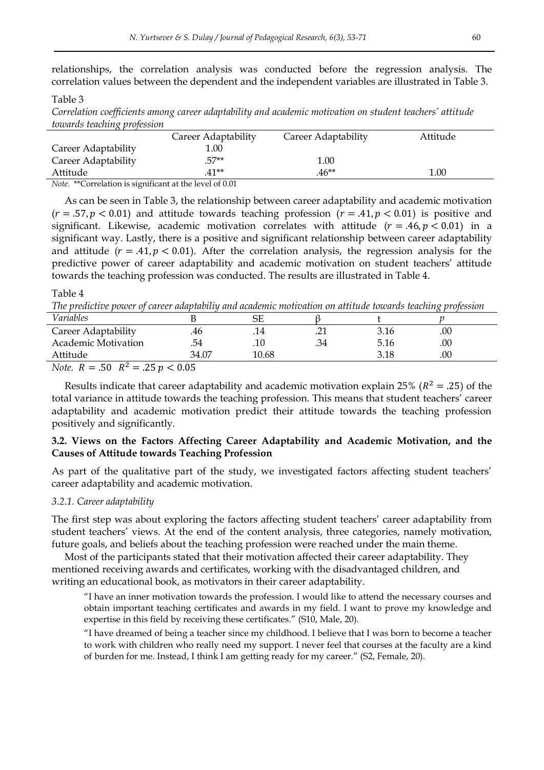relationships, the correlation analysis was conducted before the regression analysis. The correlation values between the dependent and the independent variables are illustrated in Table 3.

Table 3

*Correlation coefficients among career adaptability and academic motivation on student teachers' attitude towards teaching profession*

| | Career Adaptability | Career Adaptability | Attitude |
|---|---|---|---|
| Career Adaptability | 1.00 | | |
| Career Adaptability | .57** | 1.00 | |
| Attitude | .41** | .46** | 1.00 |

*Note.* **Correlation is significant at the level of 0.01

As can be seen in Table 3, the relationship between career adaptability and academic motivation ($r = .57, p < 0.01$) and attitude towards teaching profession ($r = .41, p < 0.01$) is positive and significant. Likewise, academic motivation correlates with attitude ($r = .46, p < 0.01$) in a significant way. Lastly, there is a positive and significant relationship between career adaptability and attitude ($r = .41, p < 0.01$). After the correlation analysis, the regression analysis for the predictive power of career adaptability and academic motivation on student teachers' attitude towards the teaching profession was conducted. The results are illustrated in Table 4.

Table 4

*The predictive power of career adaptabiliy and academic motivation on attitude towards teaching profession*

| *Variables* | B | SE | β | t | *p* |
|---|---|---|---|---|---|
| Career Adaptability | .46 | .14 | .21 | 3.16 | .00 |
| Academic Motivation | .54 | .10 | .34 | 5.16 | .00 |
| Attitude | 34.07 | 10.68 | | 3.18 | .00 |

*Note.* $R = .50$ $R^2 = .25$ $p < 0.05$

Results indicate that career adaptability and academic motivation explain 25% ($R^2 = .25$) of the total variance in attitude towards the teaching profession. This means that student teachers' career adaptability and academic motivation predict their attitude towards the teaching profession positively and significantly.

### 3.2. Views on the Factors Affecting Career Adaptability and Academic Motivation, and the Causes of Attitude towards Teaching Profession

As part of the qualitative part of the study, we investigated factors affecting student teachers' career adaptability and academic motivation.

#### *3.2.1. Career adaptability*

The first step was about exploring the factors affecting student teachers' career adaptability from student teachers' views. At the end of the content analysis, three categories, namely motivation, future goals, and beliefs about the teaching profession were reached under the main theme.

Most of the participants stated that their motivation affected their career adaptability. They mentioned receiving awards and certificates, working with the disadvantaged children, and writing an educational book, as motivators in their career adaptability.

> "I have an inner motivation towards the profession. I would like to attend the necessary courses and obtain important teaching certificates and awards in my field. I want to prove my knowledge and expertise in this field by receiving these certificates." (S10, Male, 20).

> "I have dreamed of being a teacher since my childhood. I believe that I was born to become a teacher to work with children who really need my support. I never feel that courses at the faculty are a kind of burden for me. Instead, I think I am getting ready for my career." (S2, Female, 20).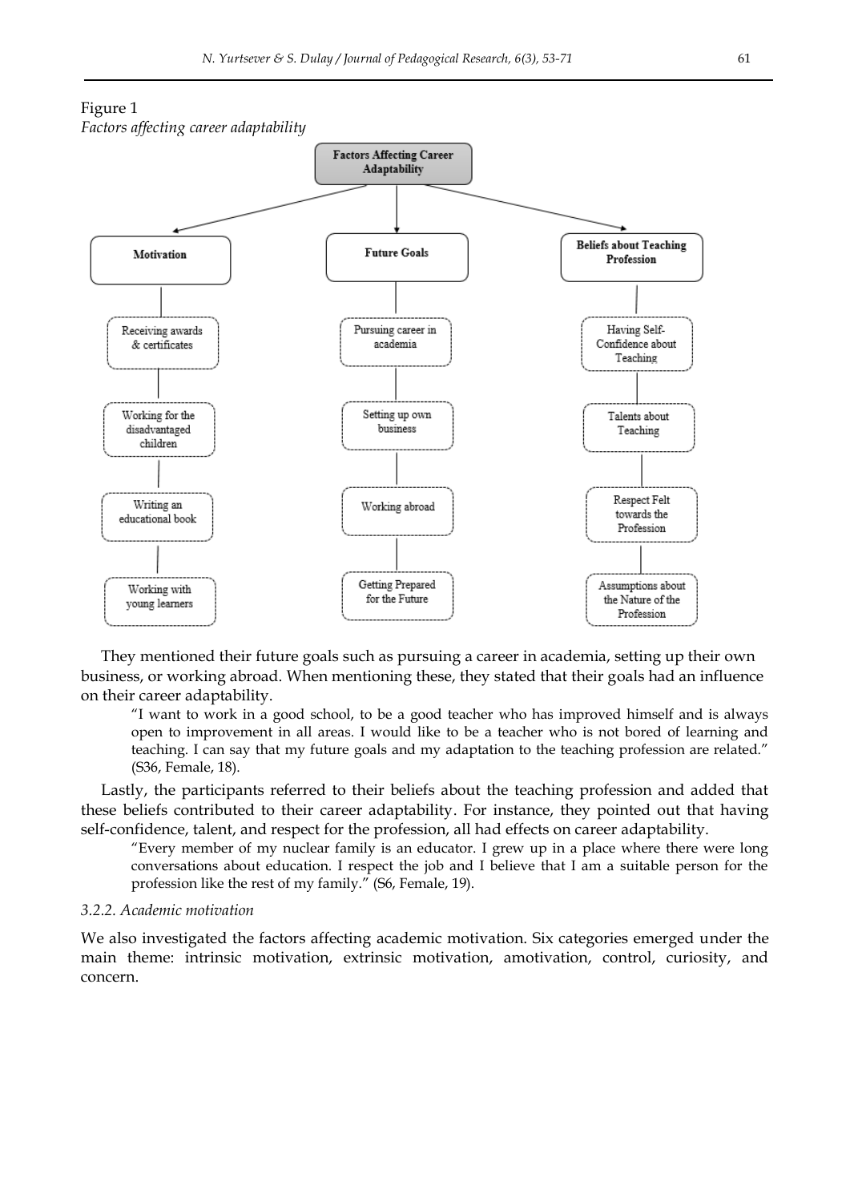Figure 1
*Factors affecting career adaptability*

- **Factors Affecting Career Adaptability**
  - **Motivation**
    - Receiving awards & certificates
    - Working for the disadvantaged children
    - Writing an educational book
    - Working with young learners
  - **Future Goals**
    - Pursuing career in academia
    - Setting up own business
    - Working abroad
    - Getting Prepared for the Future
  - **Beliefs about Teaching Profession**
    - Having Self-Confidence about Teaching
    - Talents about Teaching
    - Respect Felt towards the Profession
    - Assumptions about the Nature of the Profession

They mentioned their future goals such as pursuing a career in academia, setting up their own business, or working abroad. When mentioning these, they stated that their goals had an influence on their career adaptability.

> "I want to work in a good school, to be a good teacher who has improved himself and is always open to improvement in all areas. I would like to be a teacher who is not bored of learning and teaching. I can say that my future goals and my adaptation to the teaching profession are related." (S36, Female, 18).

Lastly, the participants referred to their beliefs about the teaching profession and added that these beliefs contributed to their career adaptability. For instance, they pointed out that having self-confidence, talent, and respect for the profession, all had effects on career adaptability.

> "Every member of my nuclear family is an educator. I grew up in a place where there were long conversations about education. I respect the job and I believe that I am a suitable person for the profession like the rest of my family." (S6, Female, 19).

### *3.2.2. Academic motivation*

We also investigated the factors affecting academic motivation. Six categories emerged under the main theme: intrinsic motivation, extrinsic motivation, amotivation, control, curiosity, and concern.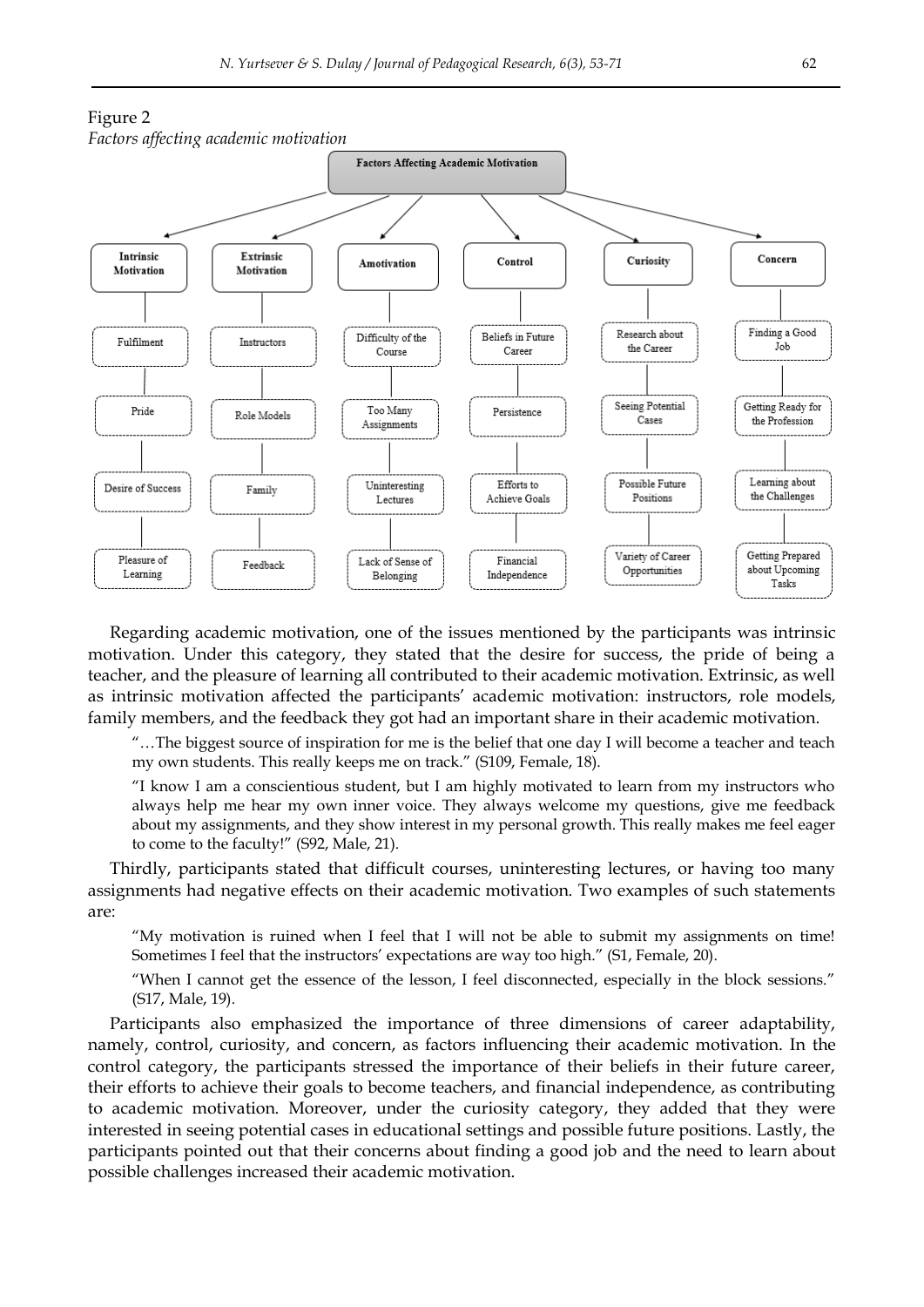Figure 2

*Factors affecting academic motivation*

**Factors Affecting Academic Motivation**

| Intrinsic Motivation | Extrinsic Motivation | Amotivation | Control | Curiosity | Concern |
|---|---|---|---|---|---|
| Fulfilment | Instructors | Difficulty of the Course | Beliefs in Future Career | Research about the Career | Finding a Good Job |
| Pride | Role Models | Too Many Assignments | Persistence | Seeing Potential Cases | Getting Ready for the Profession |
| Desire of Success | Family | Uninteresting Lectures | Efforts to Achieve Goals | Possible Future Positions | Learning about the Challenges |
| Pleasure of Learning | Feedback | Lack of Sense of Belonging | Financial Independence | Variety of Career Opportunities | Getting Prepared about Upcoming Tasks |

Regarding academic motivation, one of the issues mentioned by the participants was intrinsic motivation. Under this category, they stated that the desire for success, the pride of being a teacher, and the pleasure of learning all contributed to their academic motivation. Extrinsic, as well as intrinsic motivation affected the participants' academic motivation: instructors, role models, family members, and the feedback they got had an important share in their academic motivation.

> "…The biggest source of inspiration for me is the belief that one day I will become a teacher and teach my own students. This really keeps me on track." (S109, Female, 18).

> "I know I am a conscientious student, but I am highly motivated to learn from my instructors who always help me hear my own inner voice. They always welcome my questions, give me feedback about my assignments, and they show interest in my personal growth. This really makes me feel eager to come to the faculty!" (S92, Male, 21).

Thirdly, participants stated that difficult courses, uninteresting lectures, or having too many assignments had negative effects on their academic motivation. Two examples of such statements are:

> "My motivation is ruined when I feel that I will not be able to submit my assignments on time! Sometimes I feel that the instructors' expectations are way too high." (S1, Female, 20).

> "When I cannot get the essence of the lesson, I feel disconnected, especially in the block sessions." (S17, Male, 19).

Participants also emphasized the importance of three dimensions of career adaptability, namely, control, curiosity, and concern, as factors influencing their academic motivation. In the control category, the participants stressed the importance of their beliefs in their future career, their efforts to achieve their goals to become teachers, and financial independence, as contributing to academic motivation. Moreover, under the curiosity category, they added that they were interested in seeing potential cases in educational settings and possible future positions. Lastly, the participants pointed out that their concerns about finding a good job and the need to learn about possible challenges increased their academic motivation.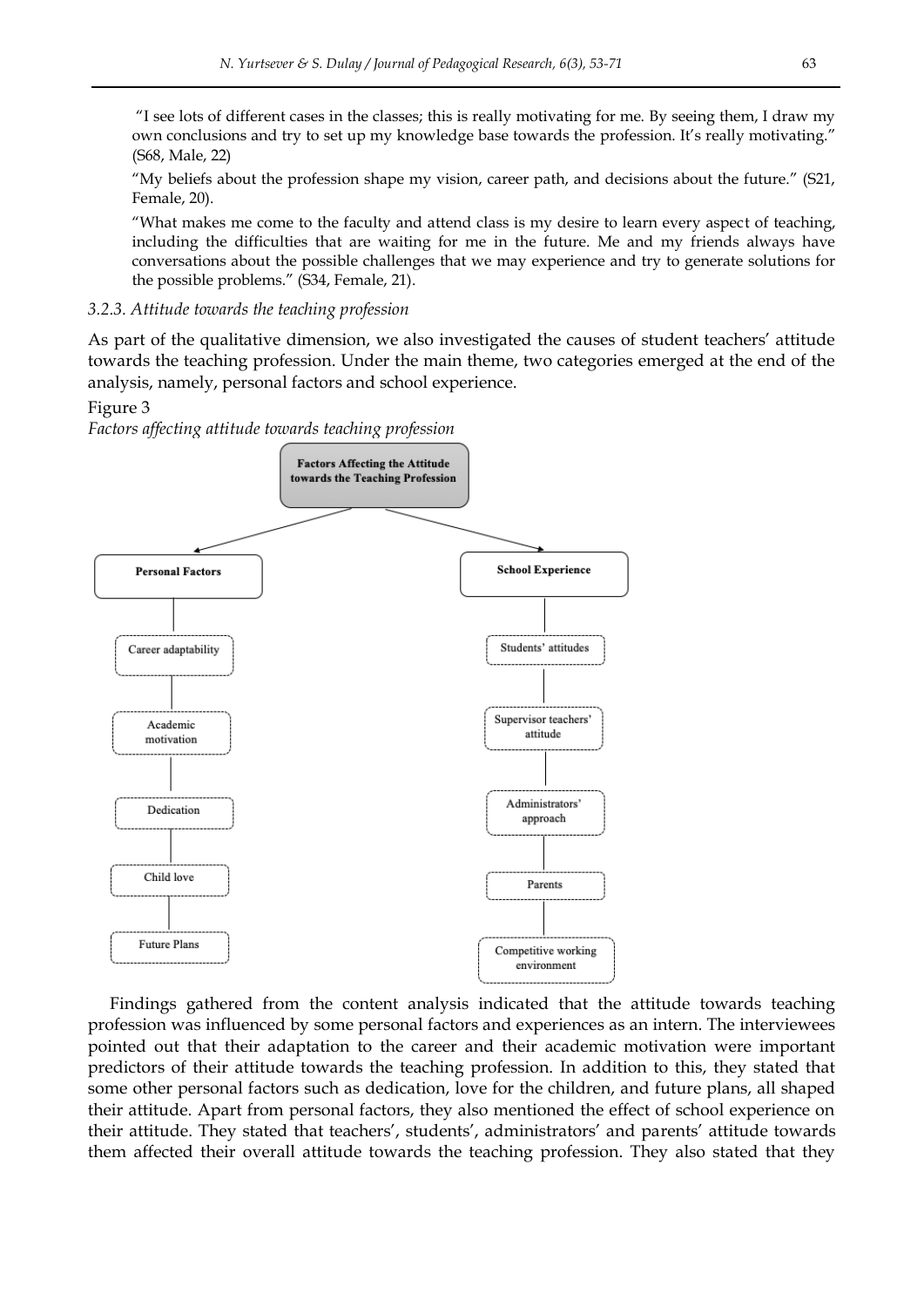"I see lots of different cases in the classes; this is really motivating for me. By seeing them, I draw my own conclusions and try to set up my knowledge base towards the profession. It's really motivating." (S68, Male, 22)

"My beliefs about the profession shape my vision, career path, and decisions about the future." (S21, Female, 20).

"What makes me come to the faculty and attend class is my desire to learn every aspect of teaching, including the difficulties that are waiting for me in the future. Me and my friends always have conversations about the possible challenges that we may experience and try to generate solutions for the possible problems." (S34, Female, 21).

*3.2.3. Attitude towards the teaching profession*

As part of the qualitative dimension, we also investigated the causes of student teachers' attitude towards the teaching profession. Under the main theme, two categories emerged at the end of the analysis, namely, personal factors and school experience.

Figure 3

*Factors affecting attitude towards teaching profession*

**Factors Affecting the Attitude towards the Teaching Profession**

- **Personal Factors**
  - Career adaptability
  - Academic motivation
  - Dedication
  - Child love
  - Future Plans
- **School Experience**
  - Students' attitudes
  - Supervisor teachers' attitude
  - Administrators' approach
  - Parents
  - Competitive working environment

Findings gathered from the content analysis indicated that the attitude towards teaching profession was influenced by some personal factors and experiences as an intern. The interviewees pointed out that their adaptation to the career and their academic motivation were important predictors of their attitude towards the teaching profession. In addition to this, they stated that some other personal factors such as dedication, love for the children, and future plans, all shaped their attitude. Apart from personal factors, they also mentioned the effect of school experience on their attitude. They stated that teachers', students', administrators' and parents' attitude towards them affected their overall attitude towards the teaching profession. They also stated that they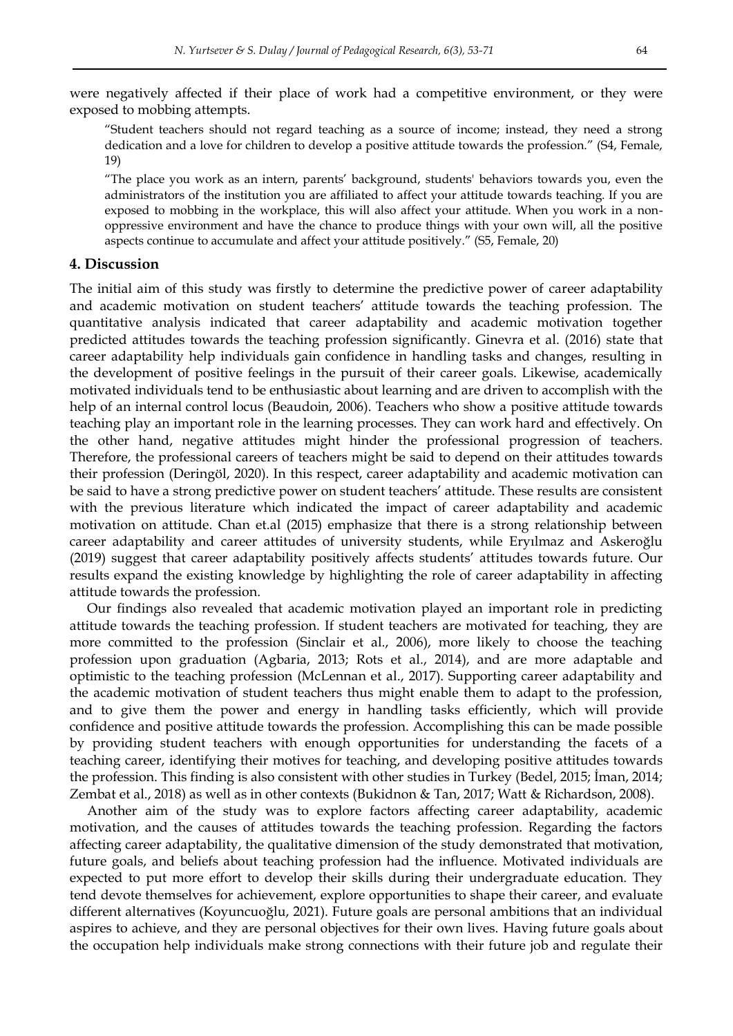were negatively affected if their place of work had a competitive environment, or they were exposed to mobbing attempts.

> "Student teachers should not regard teaching as a source of income; instead, they need a strong dedication and a love for children to develop a positive attitude towards the profession." (S4, Female, 19)

> "The place you work as an intern, parents' background, students' behaviors towards you, even the administrators of the institution you are affiliated to affect your attitude towards teaching. If you are exposed to mobbing in the workplace, this will also affect your attitude. When you work in a non-oppressive environment and have the chance to produce things with your own will, all the positive aspects continue to accumulate and affect your attitude positively." (S5, Female, 20)

## 4. Discussion

The initial aim of this study was firstly to determine the predictive power of career adaptability and academic motivation on student teachers' attitude towards the teaching profession. The quantitative analysis indicated that career adaptability and academic motivation together predicted attitudes towards the teaching profession significantly. Ginevra et al. (2016) state that career adaptability help individuals gain confidence in handling tasks and changes, resulting in the development of positive feelings in the pursuit of their career goals. Likewise, academically motivated individuals tend to be enthusiastic about learning and are driven to accomplish with the help of an internal control locus (Beaudoin, 2006). Teachers who show a positive attitude towards teaching play an important role in the learning processes. They can work hard and effectively. On the other hand, negative attitudes might hinder the professional progression of teachers. Therefore, the professional careers of teachers might be said to depend on their attitudes towards their profession (Deringöl, 2020). In this respect, career adaptability and academic motivation can be said to have a strong predictive power on student teachers' attitude. These results are consistent with the previous literature which indicated the impact of career adaptability and academic motivation on attitude. Chan et.al (2015) emphasize that there is a strong relationship between career adaptability and career attitudes of university students, while Eryılmaz and Askeroğlu (2019) suggest that career adaptability positively affects students' attitudes towards future. Our results expand the existing knowledge by highlighting the role of career adaptability in affecting attitude towards the profession.

Our findings also revealed that academic motivation played an important role in predicting attitude towards the teaching profession. If student teachers are motivated for teaching, they are more committed to the profession (Sinclair et al., 2006), more likely to choose the teaching profession upon graduation (Agbaria, 2013; Rots et al., 2014), and are more adaptable and optimistic to the teaching profession (McLennan et al., 2017). Supporting career adaptability and the academic motivation of student teachers thus might enable them to adapt to the profession, and to give them the power and energy in handling tasks efficiently, which will provide confidence and positive attitude towards the profession. Accomplishing this can be made possible by providing student teachers with enough opportunities for understanding the facets of a teaching career, identifying their motives for teaching, and developing positive attitudes towards the profession. This finding is also consistent with other studies in Turkey (Bedel, 2015; İman, 2014; Zembat et al., 2018) as well as in other contexts (Bukidnon & Tan, 2017; Watt & Richardson, 2008).

Another aim of the study was to explore factors affecting career adaptability, academic motivation, and the causes of attitudes towards the teaching profession. Regarding the factors affecting career adaptability, the qualitative dimension of the study demonstrated that motivation, future goals, and beliefs about teaching profession had the influence. Motivated individuals are expected to put more effort to develop their skills during their undergraduate education. They tend devote themselves for achievement, explore opportunities to shape their career, and evaluate different alternatives (Koyuncuoğlu, 2021). Future goals are personal ambitions that an individual aspires to achieve, and they are personal objectives for their own lives. Having future goals about the occupation help individuals make strong connections with their future job and regulate their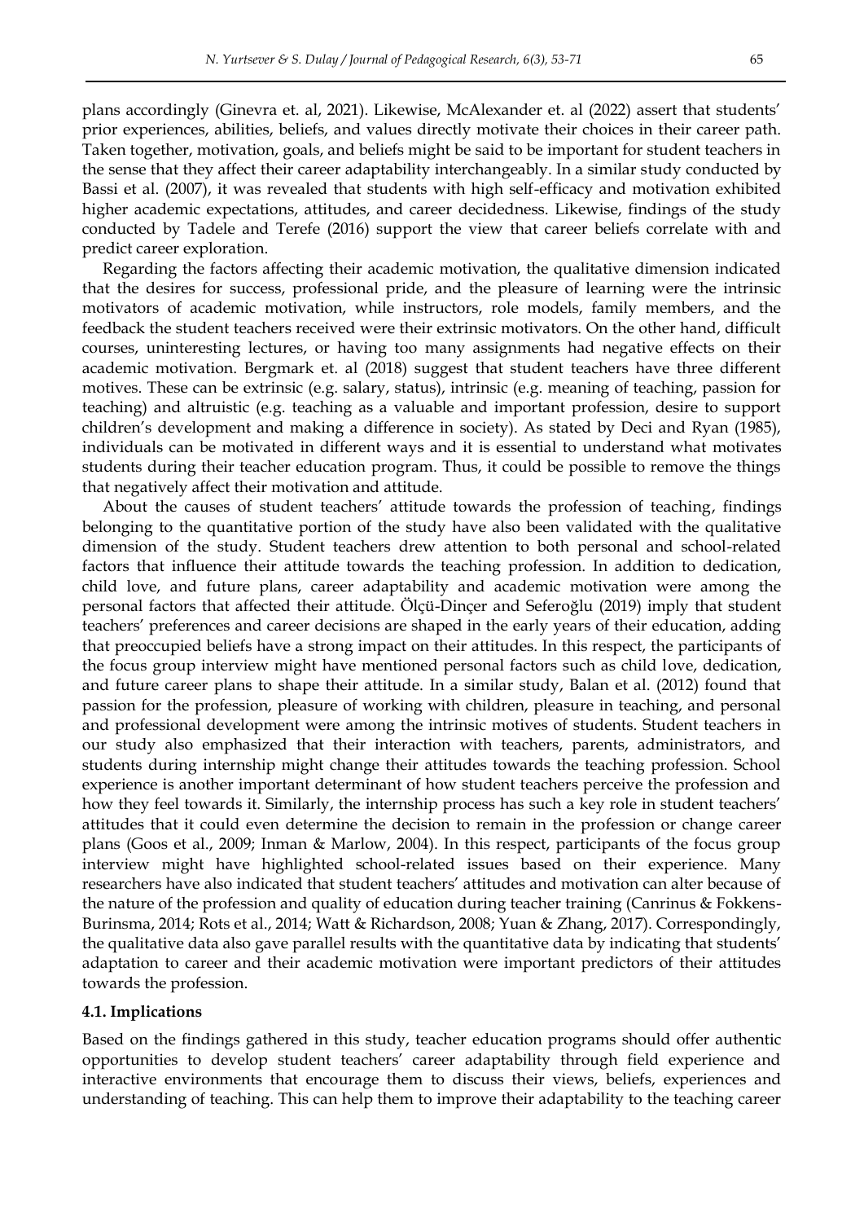plans accordingly (Ginevra et. al, 2021). Likewise, McAlexander et. al (2022) assert that students' prior experiences, abilities, beliefs, and values directly motivate their choices in their career path. Taken together, motivation, goals, and beliefs might be said to be important for student teachers in the sense that they affect their career adaptability interchangeably. In a similar study conducted by Bassi et al. (2007), it was revealed that students with high self-efficacy and motivation exhibited higher academic expectations, attitudes, and career decidedness. Likewise, findings of the study conducted by Tadele and Terefe (2016) support the view that career beliefs correlate with and predict career exploration.

Regarding the factors affecting their academic motivation, the qualitative dimension indicated that the desires for success, professional pride, and the pleasure of learning were the intrinsic motivators of academic motivation, while instructors, role models, family members, and the feedback the student teachers received were their extrinsic motivators. On the other hand, difficult courses, uninteresting lectures, or having too many assignments had negative effects on their academic motivation. Bergmark et. al (2018) suggest that student teachers have three different motives. These can be extrinsic (e.g. salary, status), intrinsic (e.g. meaning of teaching, passion for teaching) and altruistic (e.g. teaching as a valuable and important profession, desire to support children's development and making a difference in society). As stated by Deci and Ryan (1985), individuals can be motivated in different ways and it is essential to understand what motivates students during their teacher education program. Thus, it could be possible to remove the things that negatively affect their motivation and attitude.

About the causes of student teachers' attitude towards the profession of teaching, findings belonging to the quantitative portion of the study have also been validated with the qualitative dimension of the study. Student teachers drew attention to both personal and school-related factors that influence their attitude towards the teaching profession. In addition to dedication, child love, and future plans, career adaptability and academic motivation were among the personal factors that affected their attitude. Ölçü-Dinçer and Seferoğlu (2019) imply that student teachers' preferences and career decisions are shaped in the early years of their education, adding that preoccupied beliefs have a strong impact on their attitudes. In this respect, the participants of the focus group interview might have mentioned personal factors such as child love, dedication, and future career plans to shape their attitude. In a similar study, Balan et al. (2012) found that passion for the profession, pleasure of working with children, pleasure in teaching, and personal and professional development were among the intrinsic motives of students. Student teachers in our study also emphasized that their interaction with teachers, parents, administrators, and students during internship might change their attitudes towards the teaching profession. School experience is another important determinant of how student teachers perceive the profession and how they feel towards it. Similarly, the internship process has such a key role in student teachers' attitudes that it could even determine the decision to remain in the profession or change career plans (Goos et al., 2009; Inman & Marlow, 2004). In this respect, participants of the focus group interview might have highlighted school-related issues based on their experience. Many researchers have also indicated that student teachers' attitudes and motivation can alter because of the nature of the profession and quality of education during teacher training (Canrinus & Fokkens-Burinsma, 2014; Rots et al., 2014; Watt & Richardson, 2008; Yuan & Zhang, 2017). Correspondingly, the qualitative data also gave parallel results with the quantitative data by indicating that students' adaptation to career and their academic motivation were important predictors of their attitudes towards the profession.

### 4.1. Implications

Based on the findings gathered in this study, teacher education programs should offer authentic opportunities to develop student teachers' career adaptability through field experience and interactive environments that encourage them to discuss their views, beliefs, experiences and understanding of teaching. This can help them to improve their adaptability to the teaching career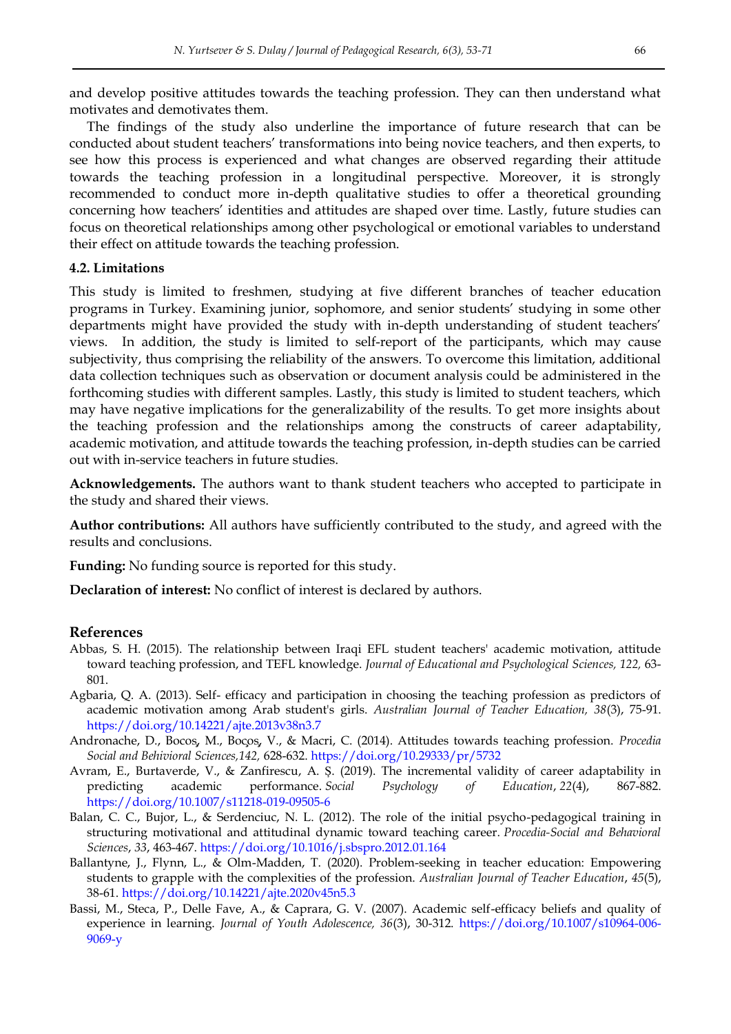and develop positive attitudes towards the teaching profession. They can then understand what motivates and demotivates them.

The findings of the study also underline the importance of future research that can be conducted about student teachers' transformations into being novice teachers, and then experts, to see how this process is experienced and what changes are observed regarding their attitude towards the teaching profession in a longitudinal perspective. Moreover, it is strongly recommended to conduct more in-depth qualitative studies to offer a theoretical grounding concerning how teachers' identities and attitudes are shaped over time. Lastly, future studies can focus on theoretical relationships among other psychological or emotional variables to understand their effect on attitude towards the teaching profession.

### 4.2. Limitations

This study is limited to freshmen, studying at five different branches of teacher education programs in Turkey. Examining junior, sophomore, and senior students' studying in some other departments might have provided the study with in-depth understanding of student teachers' views. In addition, the study is limited to self-report of the participants, which may cause subjectivity, thus comprising the reliability of the answers. To overcome this limitation, additional data collection techniques such as observation or document analysis could be administered in the forthcoming studies with different samples. Lastly, this study is limited to student teachers, which may have negative implications for the generalizability of the results. To get more insights about the teaching profession and the relationships among the constructs of career adaptability, academic motivation, and attitude towards the teaching profession, in-depth studies can be carried out with in-service teachers in future studies.

**Acknowledgements.** The authors want to thank student teachers who accepted to participate in the study and shared their views.

**Author contributions:** All authors have sufficiently contributed to the study, and agreed with the results and conclusions.

**Funding:** No funding source is reported for this study.

**Declaration of interest:** No conflict of interest is declared by authors.

## References

Abbas, S. H. (2015). The relationship between Iraqi EFL student teachers' academic motivation, attitude toward teaching profession, and TEFL knowledge. *Journal of Educational and Psychological Sciences, 122,* 63-801.

Agbaria, Q. A. (2013). Self- efficacy and participation in choosing the teaching profession as predictors of academic motivation among Arab student's girls. *Australian Journal of Teacher Education, 38*(3), 75-91. https://doi.org/10.14221/ajte.2013v38n3.7

Andronache, D., Bocos, M., Boçoş, V., & Macri, C. (2014). Attitudes towards teaching profession. *Procedia Social and Behavioral Sciences,142,* 628-632. https://doi.org/10.29333/pr/5732

Avram, E., Burtaverde, V., & Zanfirescu, A. Ş. (2019). The incremental validity of career adaptability in predicting academic performance. *Social Psychology of Education*, *22*(4), 867-882. https://doi.org/10.1007/s11218-019-09505-6

Balan, C. C., Bujor, L., & Serdenciuc, N. L. (2012). The role of the initial psycho-pedagogical training in structuring motivational and attitudinal dynamic toward teaching career. *Procedia-Social and Behavioral Sciences*, *33*, 463-467. https://doi.org/10.1016/j.sbspro.2012.01.164

Ballantyne, J., Flynn, L., & Olm-Madden, T. (2020). Problem-seeking in teacher education: Empowering students to grapple with the complexities of the profession. *Australian Journal of Teacher Education*, *45*(5), 38-61. https://doi.org/10.14221/ajte.2020v45n5.3

Bassi, M., Steca, P., Delle Fave, A., & Caprara, G. V. (2007). Academic self-efficacy beliefs and quality of experience in learning. *Journal of Youth Adolescence, 36*(3), 30-312. https://doi.org/10.1007/s10964-006-9069-y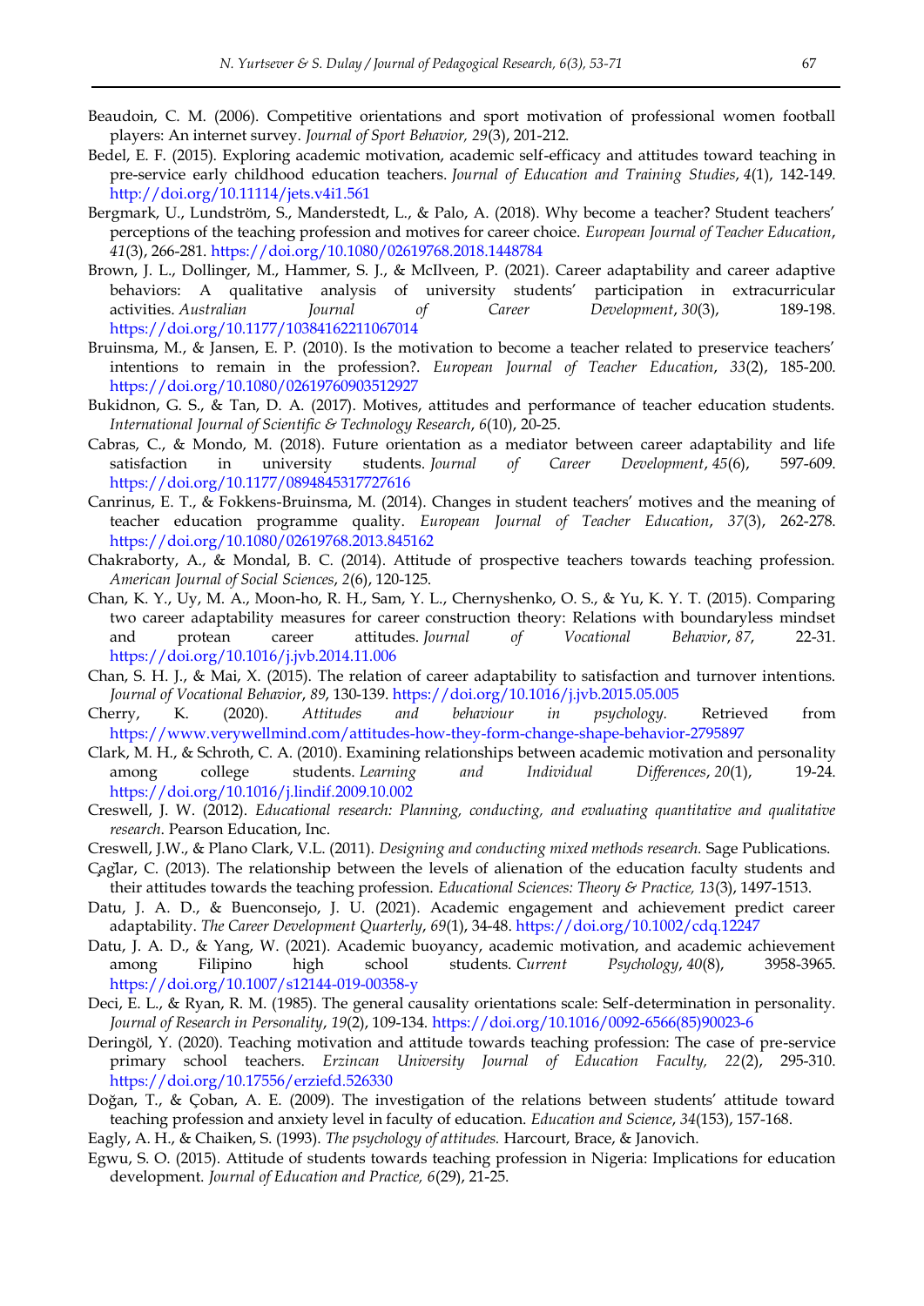Beaudoin, C. M. (2006). Competitive orientations and sport motivation of professional women football players: An internet survey. *Journal of Sport Behavior, 29*(3), 201-212.

Bedel, E. F. (2015). Exploring academic motivation, academic self-efficacy and attitudes toward teaching in pre-service early childhood education teachers. *Journal of Education and Training Studies*, *4*(1), 142-149. http://doi.org/10.11114/jets.v4i1.561

Bergmark, U., Lundström, S., Manderstedt, L., & Palo, A. (2018). Why become a teacher? Student teachers' perceptions of the teaching profession and motives for career choice. *European Journal of Teacher Education*, *41*(3), 266-281. https://doi.org/10.1080/02619768.2018.1448784

Brown, J. L., Dollinger, M., Hammer, S. J., & McIlveen, P. (2021). Career adaptability and career adaptive behaviors: A qualitative analysis of university students' participation in extracurricular activities. *Australian Journal of Career Development*, *30*(3), 189-198. https://doi.org/10.1177/10384162211067014

Bruinsma, M., & Jansen, E. P. (2010). Is the motivation to become a teacher related to preservice teachers' intentions to remain in the profession?. *European Journal of Teacher Education*, *33*(2), 185-200. https://doi.org/10.1080/02619760903512927

Bukidnon, G. S., & Tan, D. A. (2017). Motives, attitudes and performance of teacher education students. *International Journal of Scientific & Technology Research*, *6*(10), 20-25.

Cabras, C., & Mondo, M. (2018). Future orientation as a mediator between career adaptability and life satisfaction in university students. *Journal of Career Development*, *45*(6), 597-609. https://doi.org/10.1177/0894845317727616

Canrinus, E. T., & Fokkens-Bruinsma, M. (2014). Changes in student teachers' motives and the meaning of teacher education programme quality. *European Journal of Teacher Education*, *37*(3), 262-278. https://doi.org/10.1080/02619768.2013.845162

Chakraborty, A., & Mondal, B. C. (2014). Attitude of prospective teachers towards teaching profession. *American Journal of Social Sciences*, *2*(6), 120-125.

Chan, K. Y., Uy, M. A., Moon-ho, R. H., Sam, Y. L., Chernyshenko, O. S., & Yu, K. Y. T. (2015). Comparing two career adaptability measures for career construction theory: Relations with boundaryless mindset and protean career attitudes. *Journal of Vocational Behavior*, *87*, 22-31. https://doi.org/10.1016/j.jvb.2014.11.006

Chan, S. H. J., & Mai, X. (2015). The relation of career adaptability to satisfaction and turnover intentions. *Journal of Vocational Behavior*, *89*, 130-139. https://doi.org/10.1016/j.jvb.2015.05.005

Cherry, K. (2020). *Attitudes and behaviour in psychology.* Retrieved from https://www.verywellmind.com/attitudes-how-they-form-change-shape-behavior-2795897

Clark, M. H., & Schroth, C. A. (2010). Examining relationships between academic motivation and personality among college students. *Learning and Individual Differences*, *20*(1), 19-24. https://doi.org/10.1016/j.lindif.2009.10.002

Creswell, J. W. (2012). *Educational research: Planning, conducting, and evaluating quantitative and qualitative research*. Pearson Education, Inc.

Creswell, J.W., & Plano Clark, V.L. (2011). *Designing and conducting mixed methods research.* Sage Publications.

Çağlar, C. (2013). The relationship between the levels of alienation of the education faculty students and their attitudes towards the teaching profession. *Educational Sciences: Theory & Practice, 13*(3), 1497-1513.

Datu, J. A. D., & Buenconsejo, J. U. (2021). Academic engagement and achievement predict career adaptability. *The Career Development Quarterly*, *69*(1), 34-48. https://doi.org/10.1002/cdq.12247

Datu, J. A. D., & Yang, W. (2021). Academic buoyancy, academic motivation, and academic achievement among Filipino high school students. *Current Psychology*, *40*(8), 3958-3965. https://doi.org/10.1007/s12144-019-00358-y

Deci, E. L., & Ryan, R. M. (1985). The general causality orientations scale: Self-determination in personality. *Journal of Research in Personality*, *19*(2), 109-134. https://doi.org/10.1016/0092-6566(85)90023-6

Deringöl, Y. (2020). Teaching motivation and attitude towards teaching profession: The case of pre-service primary school teachers. *Erzincan University Journal of Education Faculty, 22*(2), 295-310. https://doi.org/10.17556/erziefd.526330

Doğan, T., & Çoban, A. E. (2009). The investigation of the relations between students' attitude toward teaching profession and anxiety level in faculty of education. *Education and Science*, *34*(153), 157-168.

Eagly, A. H., & Chaiken, S. (1993). *The psychology of attitudes.* Harcourt, Brace, & Janovich.

Egwu, S. O. (2015). Attitude of students towards teaching profession in Nigeria: Implications for education development. *Journal of Education and Practice, 6*(29), 21-25.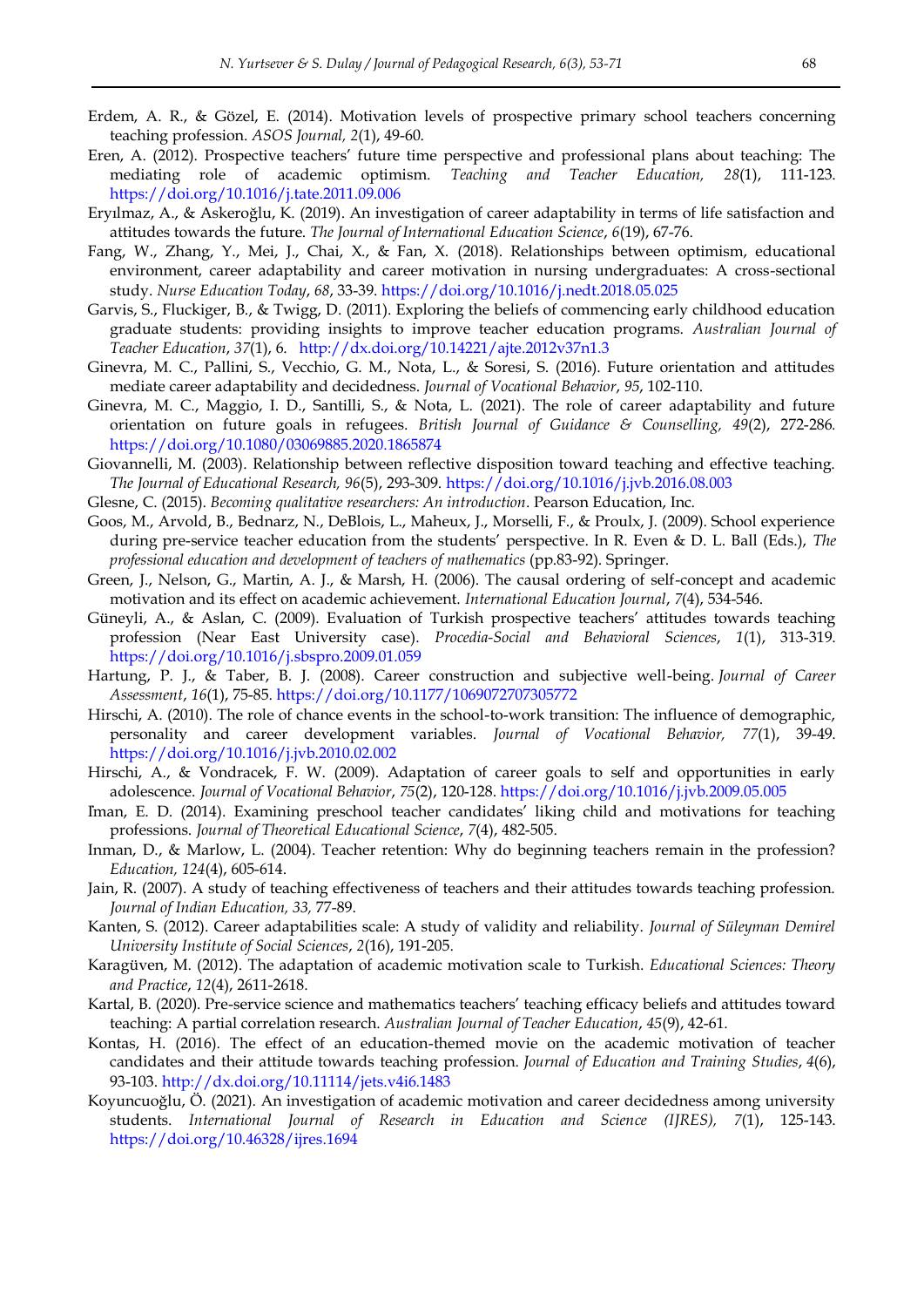Erdem, A. R., & Gözel, E. (2014). Motivation levels of prospective primary school teachers concerning teaching profession. *ASOS Journal, 2*(1), 49-60.

Eren, A. (2012). Prospective teachers' future time perspective and professional plans about teaching: The mediating role of academic optimism. *Teaching and Teacher Education, 28*(1), 111-123. https://doi.org/10.1016/j.tate.2011.09.006

Eryılmaz, A., & Askeroğlu, K. (2019). An investigation of career adaptability in terms of life satisfaction and attitudes towards the future. *The Journal of International Education Science*, *6*(19), 67-76.

Fang, W., Zhang, Y., Mei, J., Chai, X., & Fan, X. (2018). Relationships between optimism, educational environment, career adaptability and career motivation in nursing undergraduates: A cross-sectional study. *Nurse Education Today*, *68*, 33-39. https://doi.org/10.1016/j.nedt.2018.05.025

Garvis, S., Fluckiger, B., & Twigg, D. (2011). Exploring the beliefs of commencing early childhood education graduate students: providing insights to improve teacher education programs. *Australian Journal of Teacher Education*, *37*(1), 6. http://dx.doi.org/10.14221/ajte.2012v37n1.3

Ginevra, M. C., Pallini, S., Vecchio, G. M., Nota, L., & Soresi, S. (2016). Future orientation and attitudes mediate career adaptability and decidedness. *Journal of Vocational Behavior*, *95*, 102-110.

Ginevra, M. C., Maggio, I. D., Santilli, S., & Nota, L. (2021). The role of career adaptability and future orientation on future goals in refugees. *British Journal of Guidance & Counselling, 49*(2), 272-286. https://doi.org/10.1080/03069885.2020.1865874

Giovannelli, M. (2003). Relationship between reflective disposition toward teaching and effective teaching. *The Journal of Educational Research, 96*(5), 293-309. https://doi.org/10.1016/j.jvb.2016.08.003

Glesne, C. (2015). *Becoming qualitative researchers: An introduction*. Pearson Education, Inc.

Goos, M., Arvold, B., Bednarz, N., DeBlois, L., Maheux, J., Morselli, F., & Proulx, J. (2009). School experience during pre-service teacher education from the students' perspective. In R. Even & D. L. Ball (Eds.), *The professional education and development of teachers of mathematics* (pp.83-92). Springer.

Green, J., Nelson, G., Martin, A. J., & Marsh, H. (2006). The causal ordering of self-concept and academic motivation and its effect on academic achievement. *International Education Journal*, *7*(4), 534-546.

Güneyli, A., & Aslan, C. (2009). Evaluation of Turkish prospective teachers' attitudes towards teaching profession (Near East University case). *Procedia-Social and Behavioral Sciences*, *1*(1), 313-319. https://doi.org/10.1016/j.sbspro.2009.01.059

Hartung, P. J., & Taber, B. J. (2008). Career construction and subjective well-being. *Journal of Career Assessment*, *16*(1), 75-85. https://doi.org/10.1177/1069072707305772

Hirschi, A. (2010). The role of chance events in the school-to-work transition: The influence of demographic, personality and career development variables. *Journal of Vocational Behavior, 77*(1), 39-49. https://doi.org/10.1016/j.jvb.2010.02.002

Hirschi, A., & Vondracek, F. W. (2009). Adaptation of career goals to self and opportunities in early adolescence. *Journal of Vocational Behavior*, *75*(2), 120-128. https://doi.org/10.1016/j.jvb.2009.05.005

İman, E. D. (2014). Examining preschool teacher candidates' liking child and motivations for teaching professions. *Journal of Theoretical Educational Science*, *7*(4), 482-505.

Inman, D., & Marlow, L. (2004). Teacher retention: Why do beginning teachers remain in the profession? *Education, 124*(4), 605-614.

Jain, R. (2007). A study of teaching effectiveness of teachers and their attitudes towards teaching profession. *Journal of Indian Education, 33,* 77-89.

Kanten, S. (2012). Career adaptabilities scale: A study of validity and reliability. *Journal of Süleyman Demirel University Institute of Social Sciences*, *2*(16), 191-205.

Karagüven, M. (2012). The adaptation of academic motivation scale to Turkish. *Educational Sciences: Theory and Practice*, *12*(4), 2611-2618.

Kartal, B. (2020). Pre-service science and mathematics teachers' teaching efficacy beliefs and attitudes toward teaching: A partial correlation research. *Australian Journal of Teacher Education*, *45*(9), 42-61.

Kontas, H. (2016). The effect of an education-themed movie on the academic motivation of teacher candidates and their attitude towards teaching profession. *Journal of Education and Training Studies*, *4*(6), 93-103. http://dx.doi.org/10.11114/jets.v4i6.1483

Koyuncuoğlu, Ö. (2021). An investigation of academic motivation and career decidedness among university students. *International Journal of Research in Education and Science (IJRES), 7*(1), 125-143. https://doi.org/10.46328/ijres.1694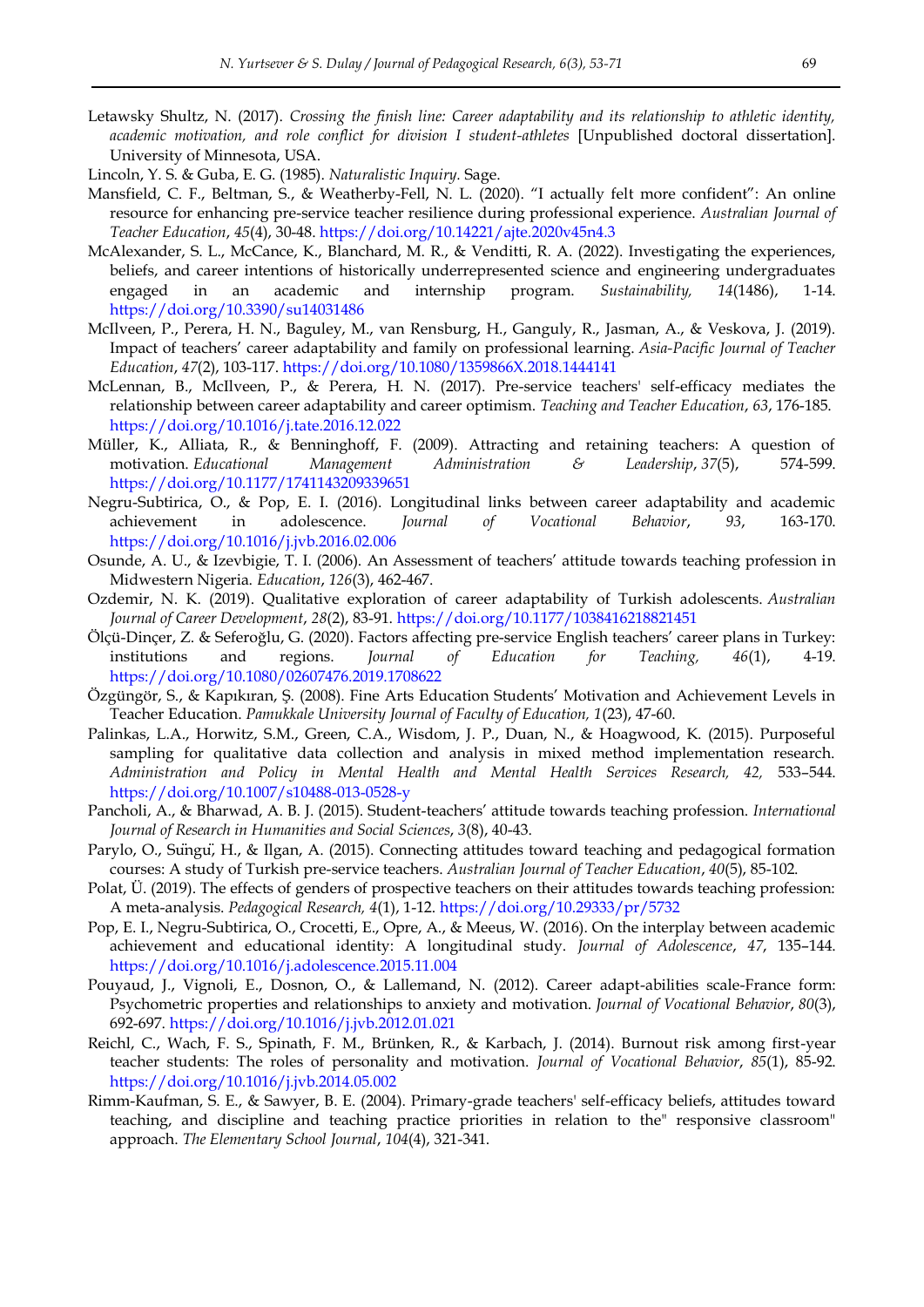Letawsky Shultz, N. (2017). *Crossing the finish line: Career adaptability and its relationship to athletic identity, academic motivation, and role conflict for division I student-athletes* [Unpublished doctoral dissertation]. University of Minnesota, USA.

Lincoln, Y. S. & Guba, E. G. (1985). *Naturalistic Inquiry.* Sage.

Mansfield, C. F., Beltman, S., & Weatherby-Fell, N. L. (2020). "I actually felt more confident": An online resource for enhancing pre-service teacher resilience during professional experience. *Australian Journal of Teacher Education*, *45*(4), 30-48. https://doi.org/10.14221/ajte.2020v45n4.3

McAlexander, S. L., McCance, K., Blanchard, M. R., & Venditti, R. A. (2022). Investigating the experiences, beliefs, and career intentions of historically underrepresented science and engineering undergraduates engaged in an academic and internship program. *Sustainability, 14*(1486), 1-14. https://doi.org/10.3390/su14031486

McIlveen, P., Perera, H. N., Baguley, M., van Rensburg, H., Ganguly, R., Jasman, A., & Veskova, J. (2019). Impact of teachers' career adaptability and family on professional learning. *Asia-Pacific Journal of Teacher Education*, *47*(2), 103-117. https://doi.org/10.1080/1359866X.2018.1444141

McLennan, B., McIlveen, P., & Perera, H. N. (2017). Pre-service teachers' self-efficacy mediates the relationship between career adaptability and career optimism. *Teaching and Teacher Education*, *63*, 176-185. https://doi.org/10.1016/j.tate.2016.12.022

Müller, K., Alliata, R., & Benninghoff, F. (2009). Attracting and retaining teachers: A question of motivation. *Educational Management Administration & Leadership*, *37*(5), 574-599. https://doi.org/10.1177/1741143209339651

Negru-Subtirica, O., & Pop, E. I. (2016). Longitudinal links between career adaptability and academic achievement in adolescence. *Journal of Vocational Behavior*, *93*, 163-170. https://doi.org/10.1016/j.jvb.2016.02.006

Osunde, A. U., & Izevbigie, T. I. (2006). An Assessment of teachers' attitude towards teaching profession in Midwestern Nigeria. *Education*, *126*(3), 462-467.

Ozdemir, N. K. (2019). Qualitative exploration of career adaptability of Turkish adolescents. *Australian Journal of Career Development*, *28*(2), 83-91. https://doi.org/10.1177/1038416218821451

Ölçü-Dinçer, Z. & Seferoğlu, G. (2020). Factors affecting pre-service English teachers' career plans in Turkey: institutions and regions. *Journal of Education for Teaching, 46*(1), 4-19. https://doi.org/10.1080/02607476.2019.1708622

Özgüngör, S., & Kapıkıran, Ş. (2008). Fine Arts Education Students' Motivation and Achievement Levels in Teacher Education. *Pamukkale University Journal of Faculty of Education, 1*(23), 47-60.

Palinkas, L.A., Horwitz, S.M., Green, C.A., Wisdom, J. P., Duan, N., & Hoagwood, K. (2015). Purposeful sampling for qualitative data collection and analysis in mixed method implementation research. *Administration and Policy in Mental Health and Mental Health Services Research, 42,* 533–544. https://doi.org/10.1007/s10488-013-0528-y

Pancholi, A., & Bharwad, A. B. J. (2015). Student-teachers' attitude towards teaching profession. *International Journal of Research in Humanities and Social Sciences*, *3*(8), 40-43.

Parylo, O., Süngü, H., & Ilgan, A. (2015). Connecting attitudes toward teaching and pedagogical formation courses: A study of Turkish pre-service teachers. *Australian Journal of Teacher Education*, *40*(5), 85-102.

Polat, Ü. (2019). The effects of genders of prospective teachers on their attitudes towards teaching profession: A meta-analysis. *Pedagogical Research, 4*(1), 1-12. https://doi.org/10.29333/pr/5732

Pop, E. I., Negru-Subtirica, O., Crocetti, E., Opre, A., & Meeus, W. (2016). On the interplay between academic achievement and educational identity: A longitudinal study. *Journal of Adolescence*, *47*, 135–144. https://doi.org/10.1016/j.adolescence.2015.11.004

Pouyaud, J., Vignoli, E., Dosnon, O., & Lallemand, N. (2012). Career adapt-abilities scale-France form: Psychometric properties and relationships to anxiety and motivation. *Journal of Vocational Behavior*, *80*(3), 692-697. https://doi.org/10.1016/j.jvb.2012.01.021

Reichl, C., Wach, F. S., Spinath, F. M., Brünken, R., & Karbach, J. (2014). Burnout risk among first-year teacher students: The roles of personality and motivation. *Journal of Vocational Behavior*, *85*(1), 85-92. https://doi.org/10.1016/j.jvb.2014.05.002

Rimm-Kaufman, S. E., & Sawyer, B. E. (2004). Primary-grade teachers' self-efficacy beliefs, attitudes toward teaching, and discipline and teaching practice priorities in relation to the" responsive classroom" approach. *The Elementary School Journal*, *104*(4), 321-341.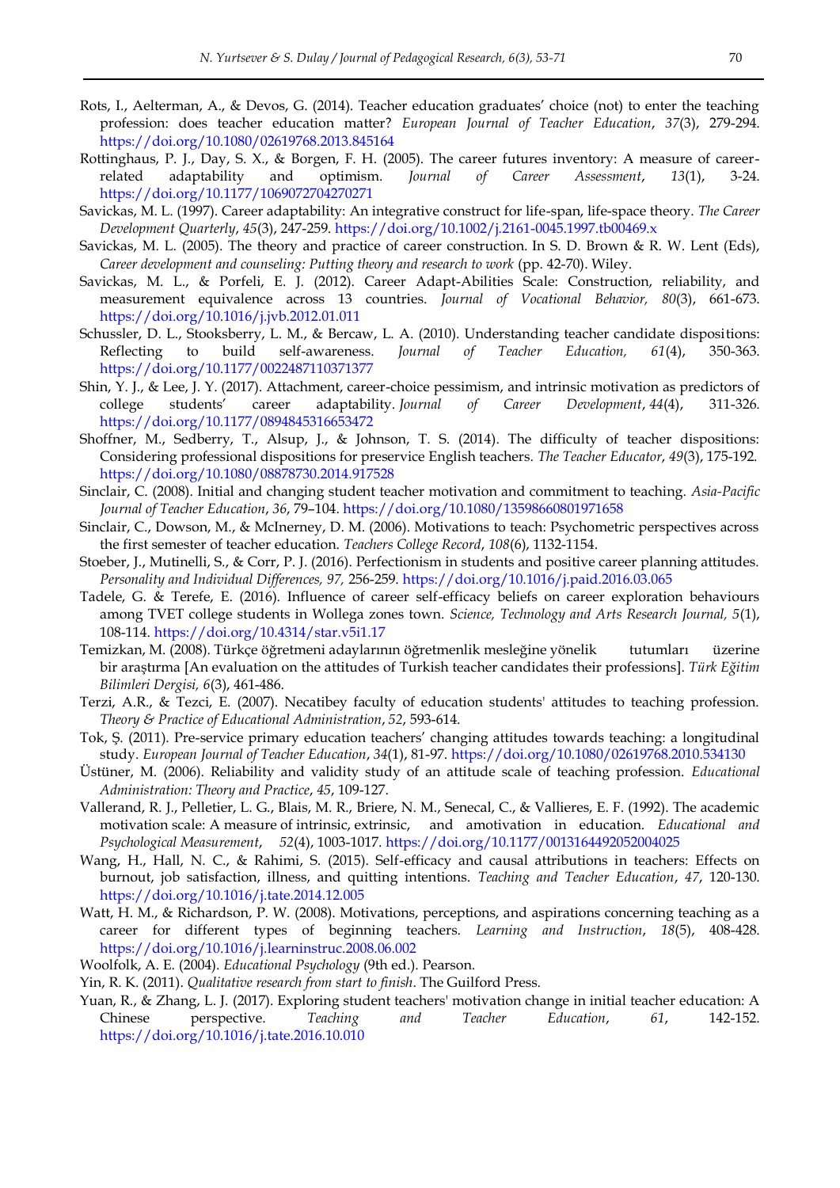Rots, I., Aelterman, A., & Devos, G. (2014). Teacher education graduates' choice (not) to enter the teaching profession: does teacher education matter? *European Journal of Teacher Education*, *37*(3), 279-294. https://doi.org/10.1080/02619768.2013.845164

Rottinghaus, P. J., Day, S. X., & Borgen, F. H. (2005). The career futures inventory: A measure of career-related adaptability and optimism. *Journal of Career Assessment*, *13*(1), 3-24. https://doi.org/10.1177/1069072704270271

Savickas, M. L. (1997). Career adaptability: An integrative construct for life-span, life-space theory. *The Career Development Quarterly*, *45*(3), 247-259. https://doi.org/10.1002/j.2161-0045.1997.tb00469.x

Savickas, M. L. (2005). The theory and practice of career construction. In S. D. Brown & R. W. Lent (Eds), *Career development and counseling: Putting theory and research to work* (pp. 42-70). Wiley.

Savickas, M. L., & Porfeli, E. J. (2012). Career Adapt-Abilities Scale: Construction, reliability, and measurement equivalence across 13 countries. *Journal of Vocational Behavior, 80*(3), 661-673. https://doi.org/10.1016/j.jvb.2012.01.011

Schussler, D. L., Stooksberry, L. M., & Bercaw, L. A. (2010). Understanding teacher candidate dispositions: Reflecting to build self-awareness. *Journal of Teacher Education, 61*(4), 350-363. https://doi.org/10.1177/0022487110371377

Shin, Y. J., & Lee, J. Y. (2017). Attachment, career-choice pessimism, and intrinsic motivation as predictors of college students' career adaptability. *Journal of Career Development*, *44*(4), 311-326. https://doi.org/10.1177/0894845316653472

Shoffner, M., Sedberry, T., Alsup, J., & Johnson, T. S. (2014). The difficulty of teacher dispositions: Considering professional dispositions for preservice English teachers. *The Teacher Educator*, *49*(3), 175-192. https://doi.org/10.1080/08878730.2014.917528

Sinclair, C. (2008). Initial and changing student teacher motivation and commitment to teaching. *Asia-Pacific Journal of Teacher Education*, *36*, 79–104. https://doi.org/10.1080/13598660801971658

Sinclair, C., Dowson, M., & McInerney, D. M. (2006). Motivations to teach: Psychometric perspectives across the first semester of teacher education. *Teachers College Record*, *108*(6), 1132-1154.

Stoeber, J., Mutinelli, S., & Corr, P. J. (2016). Perfectionism in students and positive career planning attitudes. *Personality and Individual Differences, 97,* 256-259. https://doi.org/10.1016/j.paid.2016.03.065

Tadele, G. & Terefe, E. (2016). Influence of career self-efficacy beliefs on career exploration behaviours among TVET college students in Wollega zones town. *Science, Technology and Arts Research Journal, 5*(1), 108-114. https://doi.org/10.4314/star.v5i1.17

Temizkan, M. (2008). Türkçe öğretmeni adaylarının öğretmenlik mesleğine yönelik tutumları üzerine bir araştırma [An evaluation on the attitudes of Turkish teacher candidates their professions]. *Türk Eğitim Bilimleri Dergisi, 6*(3), 461-486.

Terzi, A.R., & Tezci, E. (2007). Necatibey faculty of education students' attitudes to teaching profession. *Theory & Practice of Educational Administration*, *52*, 593-614.

Tok, Ş. (2011). Pre-service primary education teachers' changing attitudes towards teaching: a longitudinal study. *European Journal of Teacher Education*, *34*(1), 81-97. https://doi.org/10.1080/02619768.2010.534130

Üstüner, M. (2006). Reliability and validity study of an attitude scale of teaching profession. *Educational Administration: Theory and Practice*, *45*, 109-127.

Vallerand, R. J., Pelletier, L. G., Blais, M. R., Briere, N. M., Senecal, C., & Vallieres, E. F. (1992). The academic motivation scale: A measure of intrinsic, extrinsic, and amotivation in education. *Educational and Psychological Measurement*, *52*(4), 1003-1017. https://doi.org/10.1177/0013164492052004025

Wang, H., Hall, N. C., & Rahimi, S. (2015). Self-efficacy and causal attributions in teachers: Effects on burnout, job satisfaction, illness, and quitting intentions. *Teaching and Teacher Education*, *47*, 120-130. https://doi.org/10.1016/j.tate.2014.12.005

Watt, H. M., & Richardson, P. W. (2008). Motivations, perceptions, and aspirations concerning teaching as a career for different types of beginning teachers. *Learning and Instruction*, *18*(5), 408-428. https://doi.org/10.1016/j.learninstruc.2008.06.002

Woolfolk, A. E. (2004). *Educational Psychology* (9th ed.). Pearson.

Yin, R. K. (2011). *Qualitative research from start to finish*. The Guilford Press.

Yuan, R., & Zhang, L. J. (2017). Exploring student teachers' motivation change in initial teacher education: A Chinese perspective. *Teaching and Teacher Education*, *61*, 142-152. https://doi.org/10.1016/j.tate.2016.10.010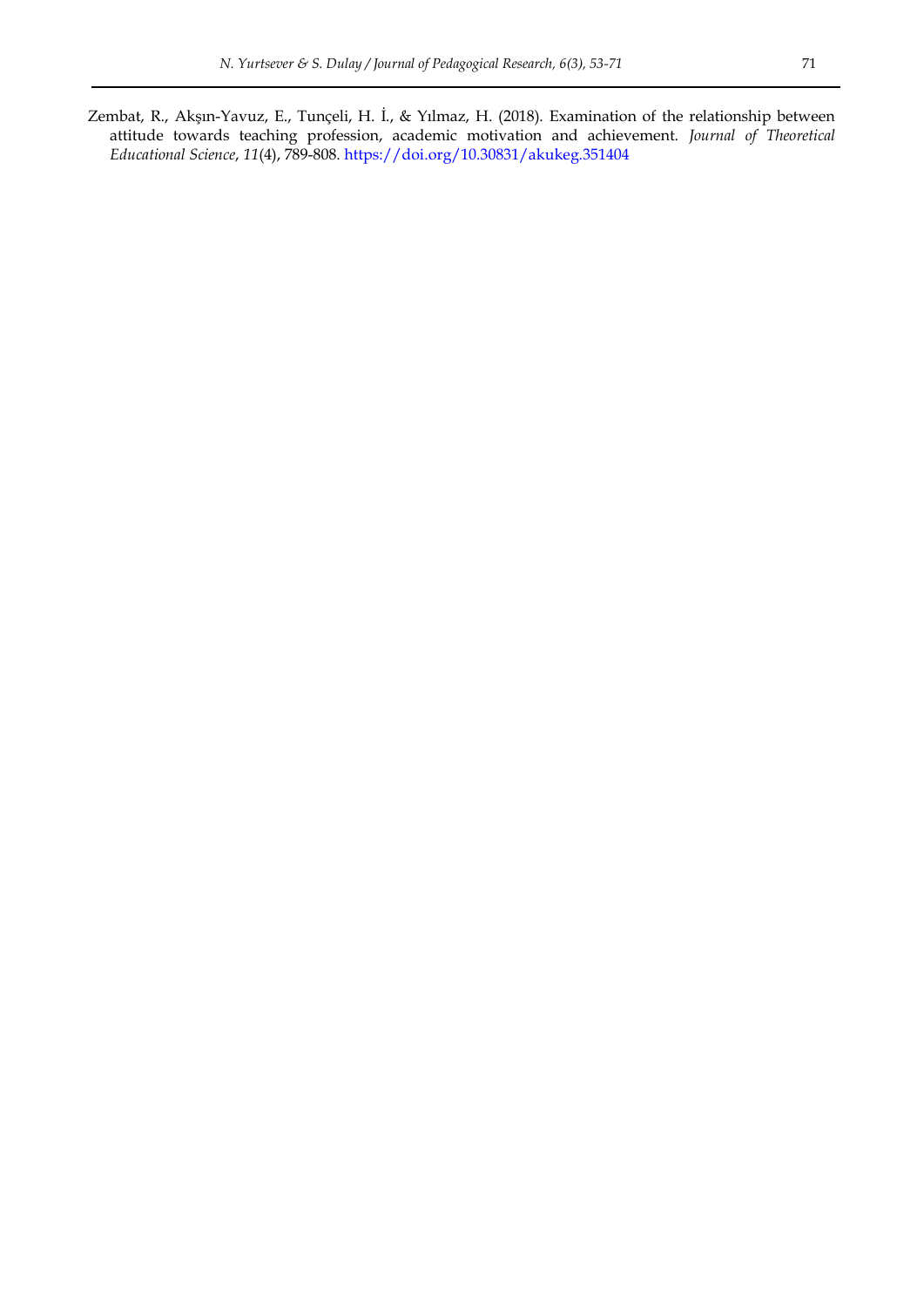Zembat, R., Akşın-Yavuz, E., Tunçeli, H. İ., & Yılmaz, H. (2018). Examination of the relationship between attitude towards teaching profession, academic motivation and achievement. *Journal of Theoretical Educational Science*, *11*(4), 789-808. https://doi.org/10.30831/akukeg.351404